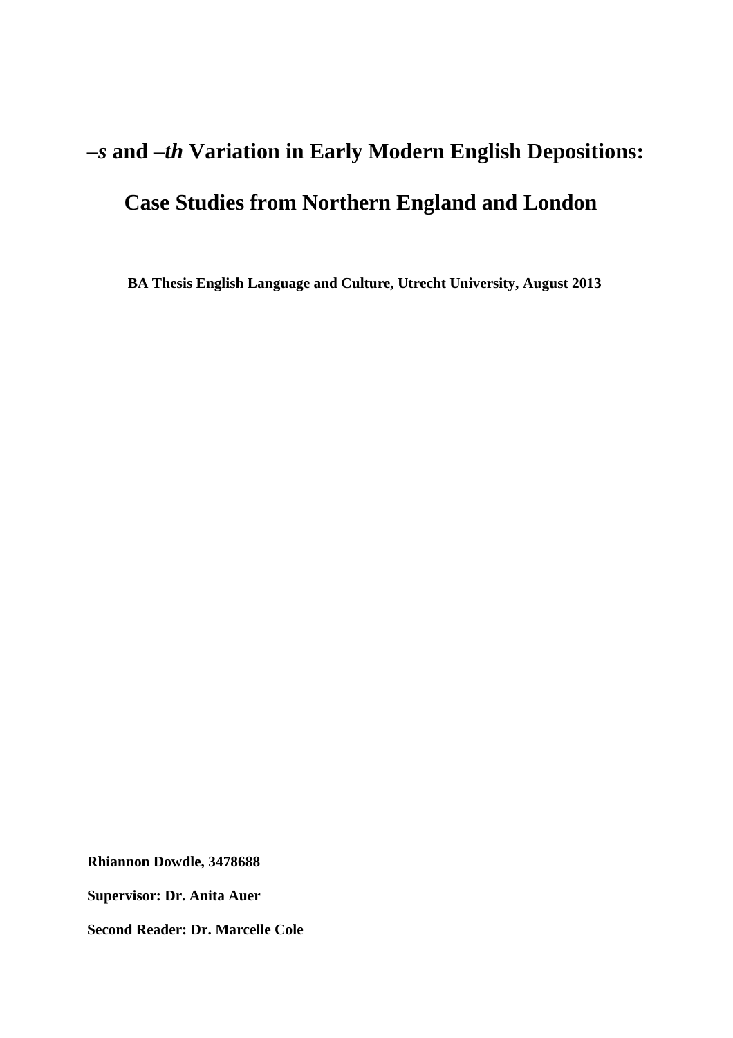# *–s* and *–th* Variation in Early Modern English Depositions:

# Case Studies from Northern England and London

**BA Thesis English Language and Culture, Utrecht University, August 2013**

**Rhiannon Dowdle, 3478688**

**Supervisor: Dr. Anita Auer**

**Second Reader: Dr. Marcelle Cole**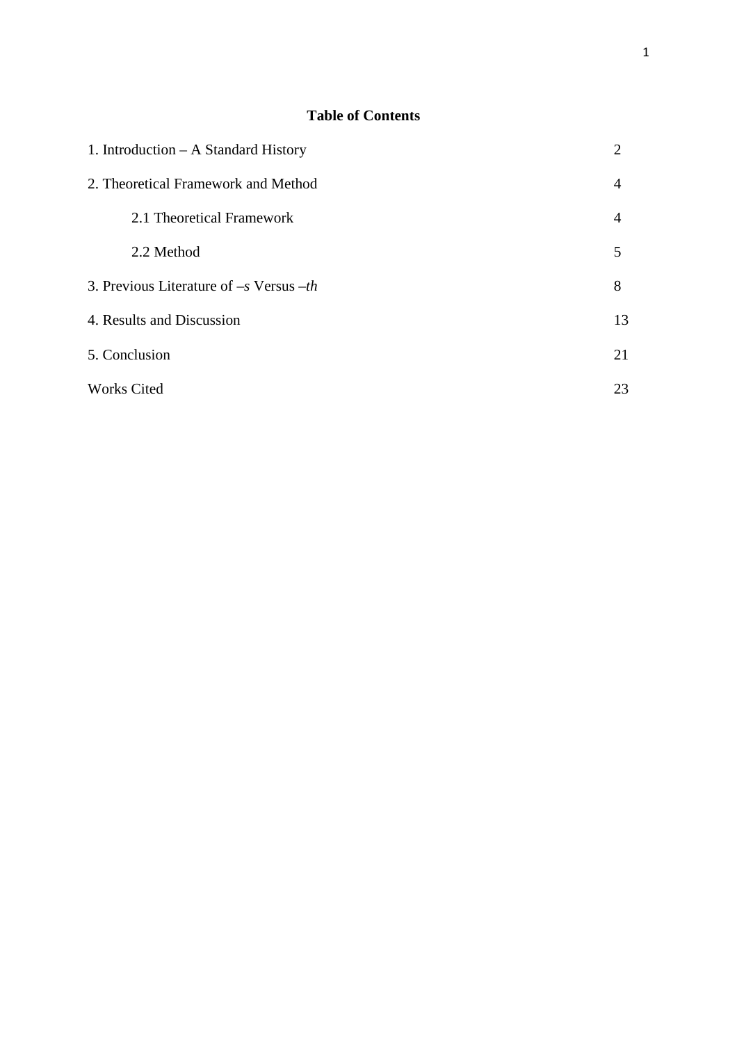**Table of Contents**

| | |
|---|---|
| 1. Introduction – A Standard History | 2 |
| 2. Theoretical Framework and Method | 4 |
| 2.1 Theoretical Framework | 4 |
| 2.2 Method | 5 |
| 3. Previous Literature of –*s* Versus –*th* | 8 |
| 4. Results and Discussion | 13 |
| 5. Conclusion | 21 |
| Works Cited | 23 |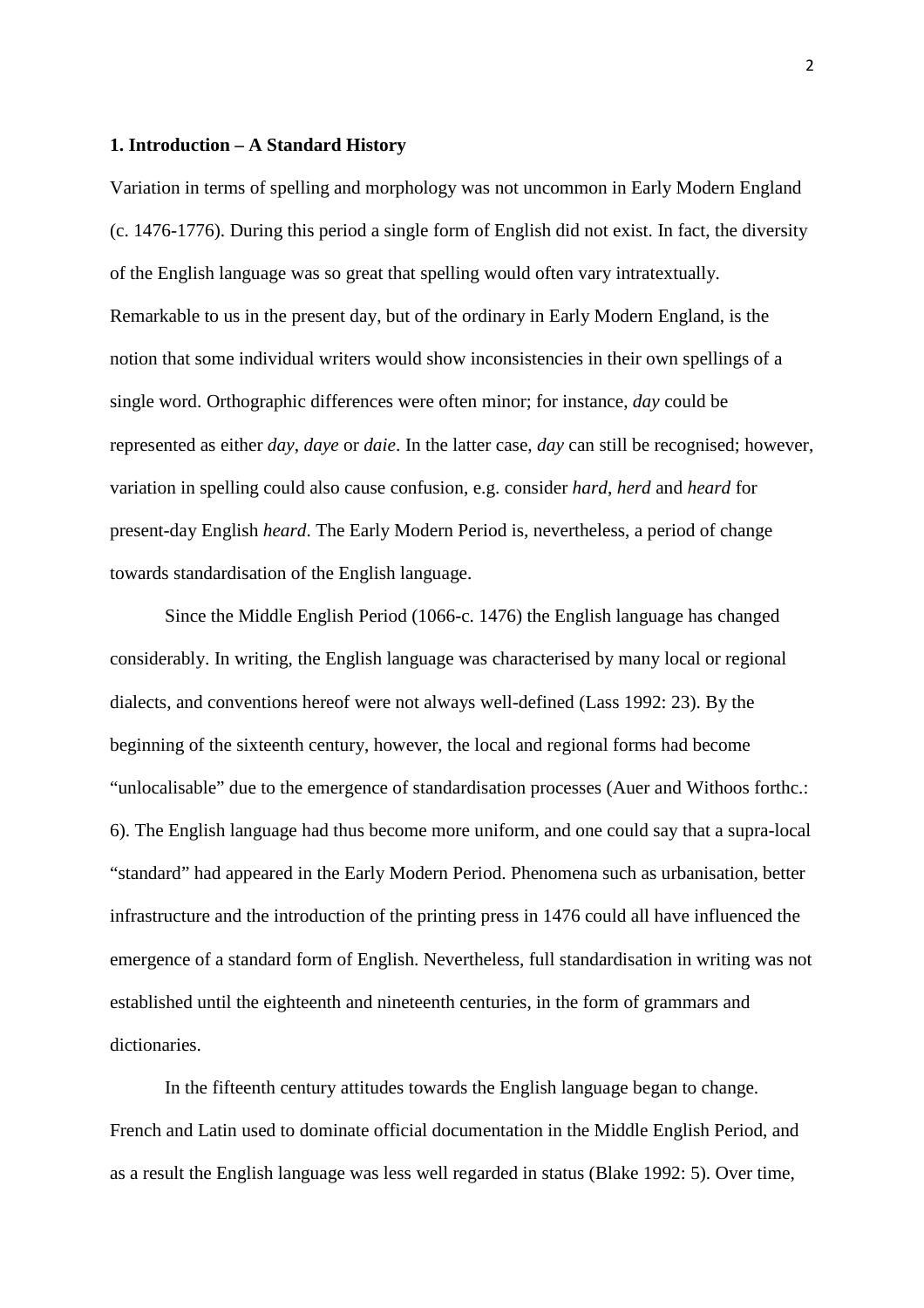## 1. Introduction – A Standard History

Variation in terms of spelling and morphology was not uncommon in Early Modern England (c. 1476-1776). During this period a single form of English did not exist. In fact, the diversity of the English language was so great that spelling would often vary intratextually. Remarkable to us in the present day, but of the ordinary in Early Modern England, is the notion that some individual writers would show inconsistencies in their own spellings of a single word. Orthographic differences were often minor; for instance, *day* could be represented as either *day*, *daye* or *daie*. In the latter case, *day* can still be recognised; however, variation in spelling could also cause confusion, e.g. consider *hard*, *herd* and *heard* for present-day English *heard*. The Early Modern Period is, nevertheless, a period of change towards standardisation of the English language.

Since the Middle English Period (1066-c. 1476) the English language has changed considerably. In writing, the English language was characterised by many local or regional dialects, and conventions hereof were not always well-defined (Lass 1992: 23). By the beginning of the sixteenth century, however, the local and regional forms had become "unlocalisable" due to the emergence of standardisation processes (Auer and Withoos forthc.: 6). The English language had thus become more uniform, and one could say that a supra-local "standard" had appeared in the Early Modern Period. Phenomena such as urbanisation, better infrastructure and the introduction of the printing press in 1476 could all have influenced the emergence of a standard form of English. Nevertheless, full standardisation in writing was not established until the eighteenth and nineteenth centuries, in the form of grammars and dictionaries.

In the fifteenth century attitudes towards the English language began to change. French and Latin used to dominate official documentation in the Middle English Period, and as a result the English language was less well regarded in status (Blake 1992: 5). Over time,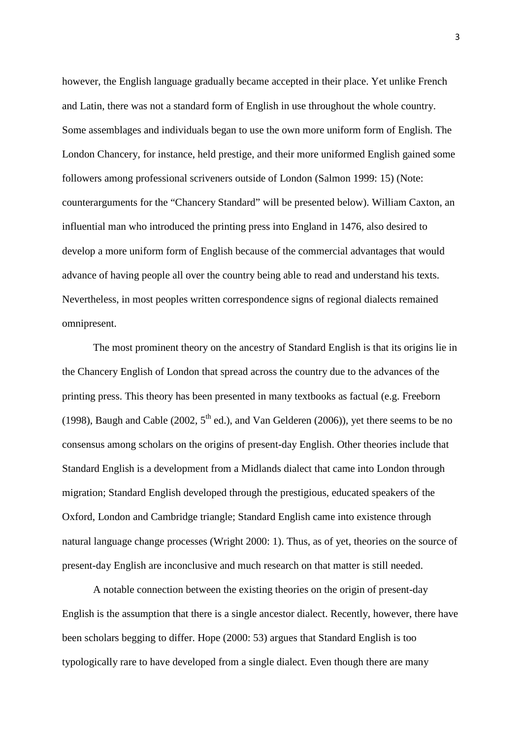however, the English language gradually became accepted in their place. Yet unlike French and Latin, there was not a standard form of English in use throughout the whole country. Some assemblages and individuals began to use the own more uniform form of English. The London Chancery, for instance, held prestige, and their more uniformed English gained some followers among professional scriveners outside of London (Salmon 1999: 15) (Note: counterarguments for the "Chancery Standard" will be presented below). William Caxton, an influential man who introduced the printing press into England in 1476, also desired to develop a more uniform form of English because of the commercial advantages that would advance of having people all over the country being able to read and understand his texts. Nevertheless, in most peoples written correspondence signs of regional dialects remained omnipresent.

The most prominent theory on the ancestry of Standard English is that its origins lie in the Chancery English of London that spread across the country due to the advances of the printing press. This theory has been presented in many textbooks as factual (e.g. Freeborn (1998), Baugh and Cable (2002, 5th ed.), and Van Gelderen (2006)), yet there seems to be no consensus among scholars on the origins of present-day English. Other theories include that Standard English is a development from a Midlands dialect that came into London through migration; Standard English developed through the prestigious, educated speakers of the Oxford, London and Cambridge triangle; Standard English came into existence through natural language change processes (Wright 2000: 1). Thus, as of yet, theories on the source of present-day English are inconclusive and much research on that matter is still needed.

A notable connection between the existing theories on the origin of present-day English is the assumption that there is a single ancestor dialect. Recently, however, there have been scholars begging to differ. Hope (2000: 53) argues that Standard English is too typologically rare to have developed from a single dialect. Even though there are many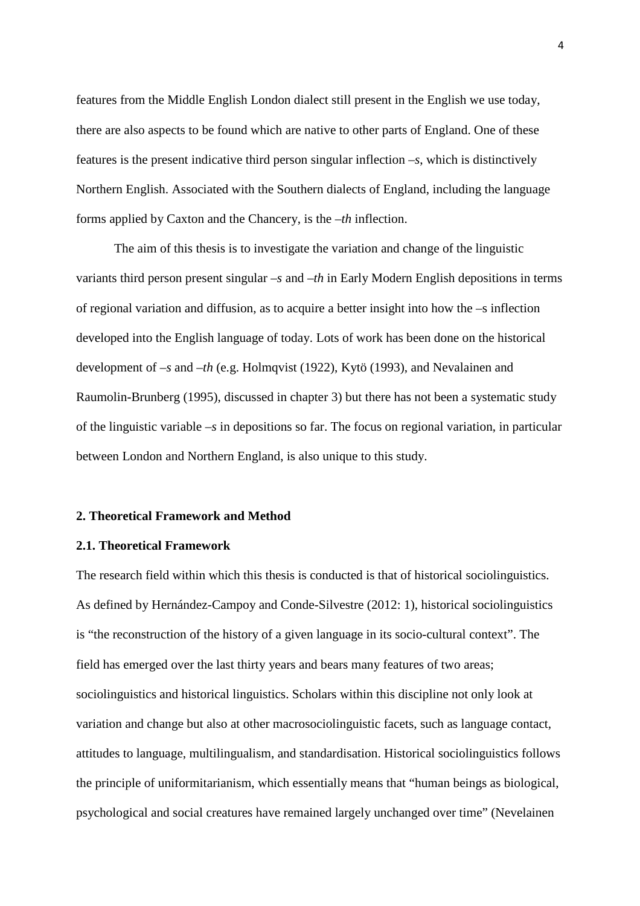features from the Middle English London dialect still present in the English we use today, there are also aspects to be found which are native to other parts of England. One of these features is the present indicative third person singular inflection *–s*, which is distinctively Northern English. Associated with the Southern dialects of England, including the language forms applied by Caxton and the Chancery, is the *–th* inflection.

The aim of this thesis is to investigate the variation and change of the linguistic variants third person present singular *–s* and *–th* in Early Modern English depositions in terms of regional variation and diffusion, as to acquire a better insight into how the –s inflection developed into the English language of today. Lots of work has been done on the historical development of *–s* and *–th* (e.g. Holmqvist (1922), Kytö (1993), and Nevalainen and Raumolin-Brunberg (1995), discussed in chapter 3) but there has not been a systematic study of the linguistic variable *–s* in depositions so far. The focus on regional variation, in particular between London and Northern England, is also unique to this study.

## 2. Theoretical Framework and Method

### 2.1. Theoretical Framework

The research field within which this thesis is conducted is that of historical sociolinguistics. As defined by Hernández-Campoy and Conde-Silvestre (2012: 1), historical sociolinguistics is "the reconstruction of the history of a given language in its socio-cultural context". The field has emerged over the last thirty years and bears many features of two areas; sociolinguistics and historical linguistics. Scholars within this discipline not only look at variation and change but also at other macrosociolinguistic facets, such as language contact, attitudes to language, multilingualism, and standardisation. Historical sociolinguistics follows the principle of uniformitarianism, which essentially means that "human beings as biological, psychological and social creatures have remained largely unchanged over time" (Nevelainen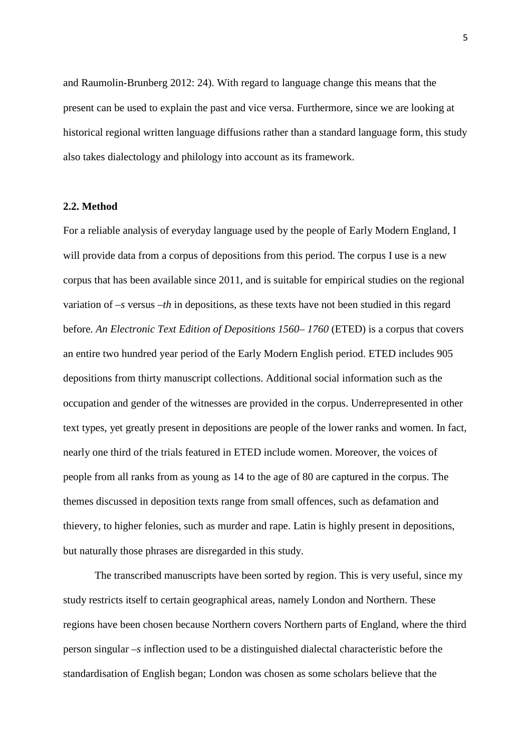and Raumolin-Brunberg 2012: 24). With regard to language change this means that the present can be used to explain the past and vice versa. Furthermore, since we are looking at historical regional written language diffusions rather than a standard language form, this study also takes dialectology and philology into account as its framework.

### 2.2. Method

For a reliable analysis of everyday language used by the people of Early Modern England, I will provide data from a corpus of depositions from this period. The corpus I use is a new corpus that has been available since 2011, and is suitable for empirical studies on the regional variation of *–s* versus *–th* in depositions, as these texts have not been studied in this regard before. *An Electronic Text Edition of Depositions 1560– 1760* (ETED) is a corpus that covers an entire two hundred year period of the Early Modern English period. ETED includes 905 depositions from thirty manuscript collections. Additional social information such as the occupation and gender of the witnesses are provided in the corpus. Underrepresented in other text types, yet greatly present in depositions are people of the lower ranks and women. In fact, nearly one third of the trials featured in ETED include women. Moreover, the voices of people from all ranks from as young as 14 to the age of 80 are captured in the corpus. The themes discussed in deposition texts range from small offences, such as defamation and thievery, to higher felonies, such as murder and rape. Latin is highly present in depositions, but naturally those phrases are disregarded in this study.

The transcribed manuscripts have been sorted by region. This is very useful, since my study restricts itself to certain geographical areas, namely London and Northern. These regions have been chosen because Northern covers Northern parts of England, where the third person singular *–s* inflection used to be a distinguished dialectal characteristic before the standardisation of English began; London was chosen as some scholars believe that the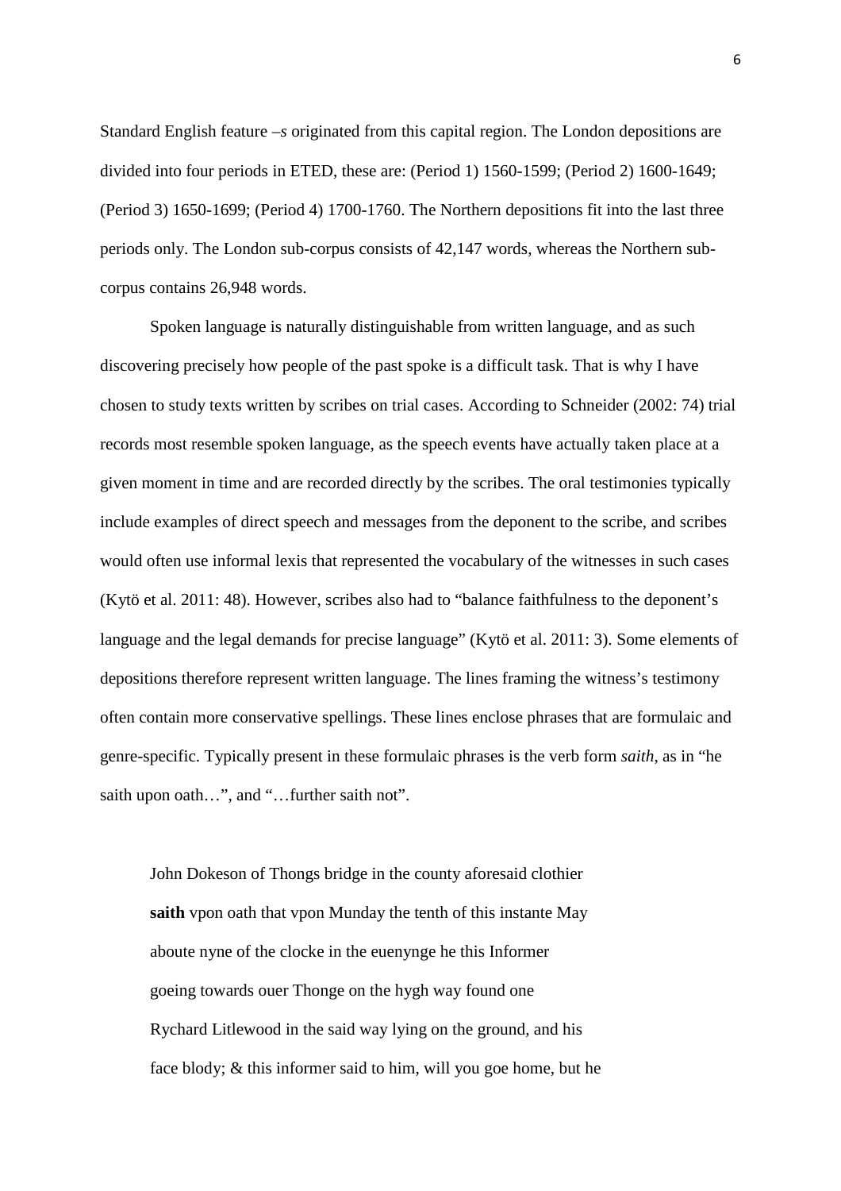Standard English feature *–s* originated from this capital region. The London depositions are divided into four periods in ETED, these are: (Period 1) 1560-1599; (Period 2) 1600-1649; (Period 3) 1650-1699; (Period 4) 1700-1760. The Northern depositions fit into the last three periods only. The London sub-corpus consists of 42,147 words, whereas the Northern sub-corpus contains 26,948 words.

Spoken language is naturally distinguishable from written language, and as such discovering precisely how people of the past spoke is a difficult task. That is why I have chosen to study texts written by scribes on trial cases. According to Schneider (2002: 74) trial records most resemble spoken language, as the speech events have actually taken place at a given moment in time and are recorded directly by the scribes. The oral testimonies typically include examples of direct speech and messages from the deponent to the scribe, and scribes would often use informal lexis that represented the vocabulary of the witnesses in such cases (Kytö et al. 2011: 48). However, scribes also had to "balance faithfulness to the deponent's language and the legal demands for precise language" (Kytö et al. 2011: 3). Some elements of depositions therefore represent written language. The lines framing the witness's testimony often contain more conservative spellings. These lines enclose phrases that are formulaic and genre-specific. Typically present in these formulaic phrases is the verb form *saith*, as in "he saith upon oath…", and "…further saith not".

> John Dokeson of Thongs bridge in the county aforesaid clothier
> **saith** vpon oath that vpon Munday the tenth of this instante May
> aboute nyne of the clocke in the euenynge he this Informer
> goeing towards ouer Thonge on the hygh way found one
> Rychard Litlewood in the said way lying on the ground, and his
> face blody; & this informer said to him, will you goe home, but he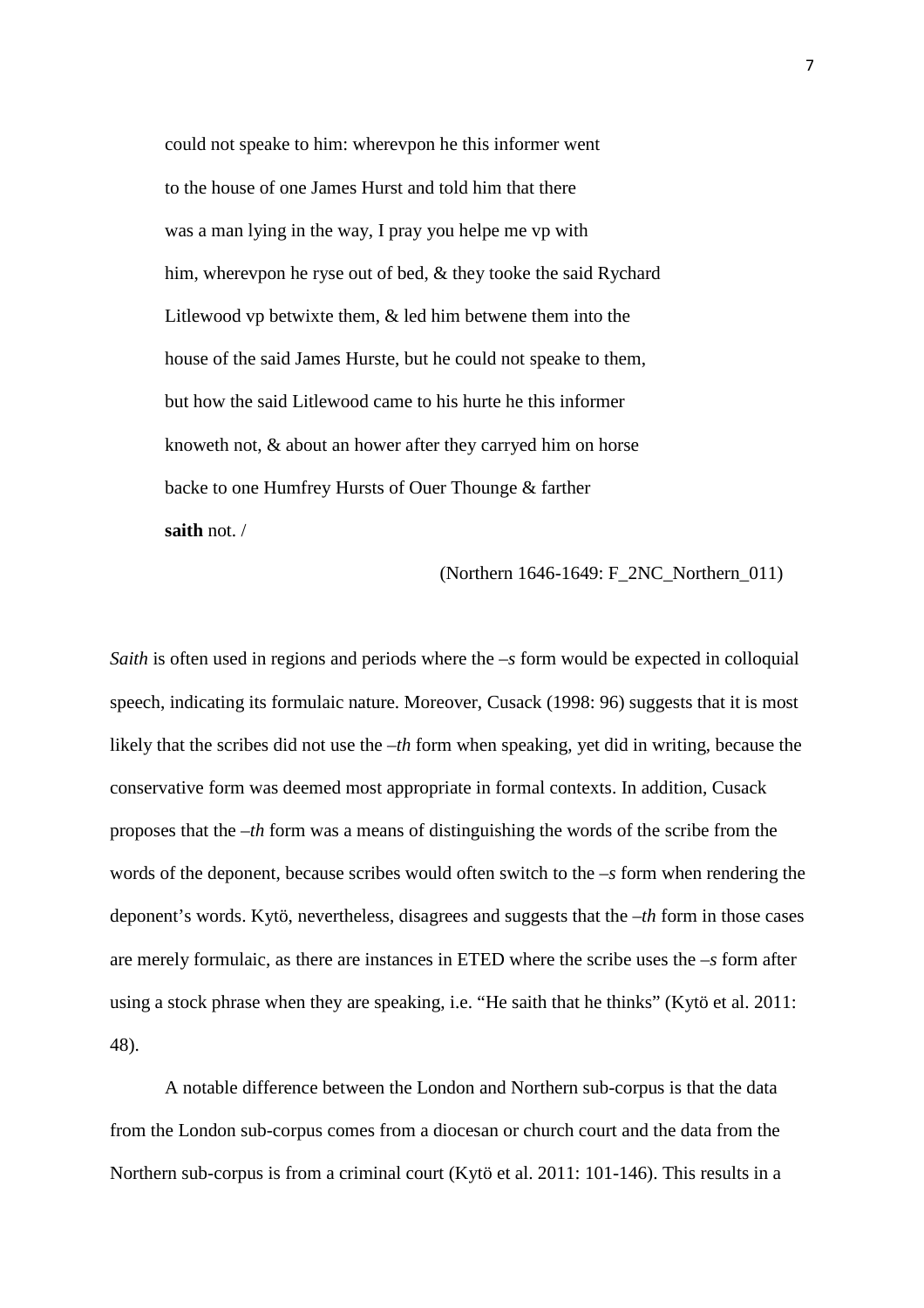> could not speake to him: wherevpon he this informer went
> to the house of one James Hurst and told him that there
> was a man lying in the way, I pray you helpe me vp with
> him, wherevpon he ryse out of bed, & they tooke the said Rychard
> Litlewood vp betwixte them, & led him betwene them into the
> house of the said James Hurste, but he could not speake to them,
> but how the said Litlewood came to his hurte he this informer
> knoweth not, & about an hower after they carryed him on horse
> backe to one Humfrey Hursts of Ouer Thounge & farther
> **saith** not. /
>
> (Northern 1646-1649: F_2NC_Northern_011)

*Saith* is often used in regions and periods where the *–s* form would be expected in colloquial speech, indicating its formulaic nature. Moreover, Cusack (1998: 96) suggests that it is most likely that the scribes did not use the *–th* form when speaking, yet did in writing, because the conservative form was deemed most appropriate in formal contexts. In addition, Cusack proposes that the *–th* form was a means of distinguishing the words of the scribe from the words of the deponent, because scribes would often switch to the *–s* form when rendering the deponent's words. Kytö, nevertheless, disagrees and suggests that the *–th* form in those cases are merely formulaic, as there are instances in ETED where the scribe uses the *–s* form after using a stock phrase when they are speaking, i.e. "He saith that he thinks" (Kytö et al. 2011: 48).

A notable difference between the London and Northern sub-corpus is that the data from the London sub-corpus comes from a diocesan or church court and the data from the Northern sub-corpus is from a criminal court (Kytö et al. 2011: 101-146). This results in a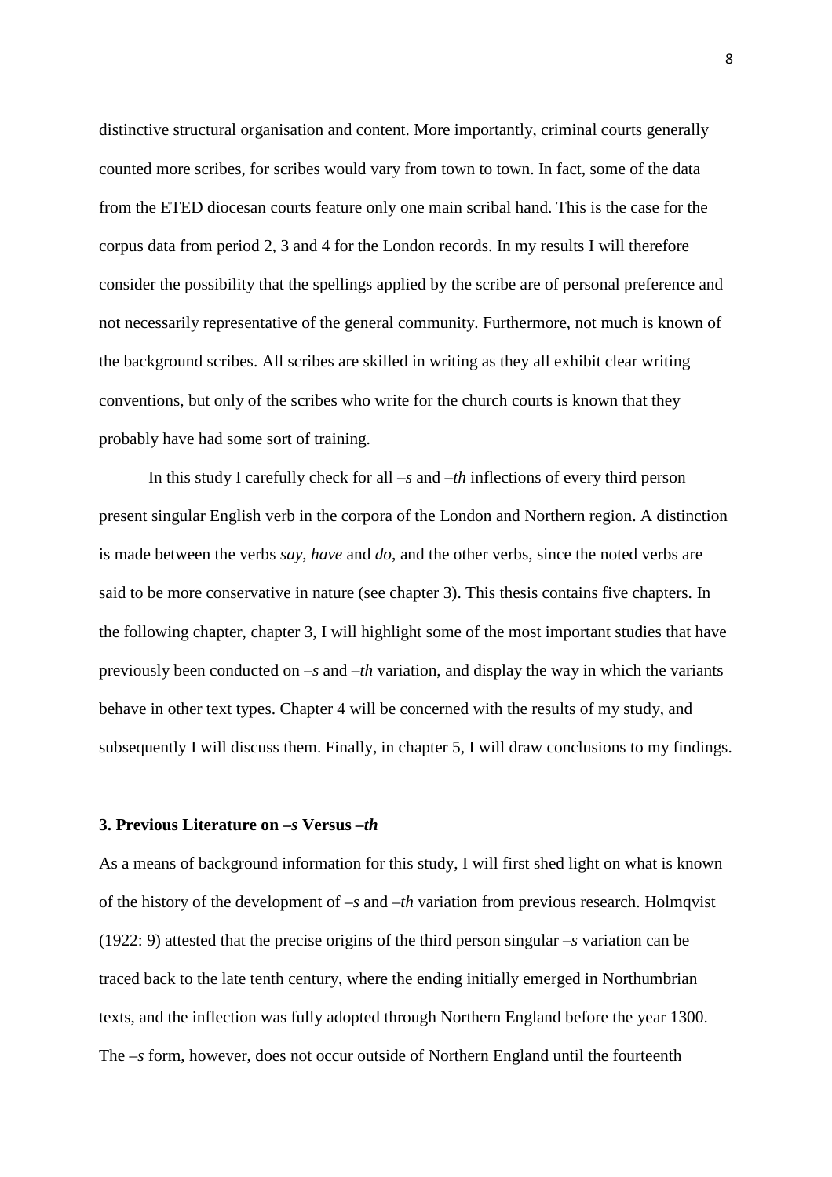distinctive structural organisation and content. More importantly, criminal courts generally counted more scribes, for scribes would vary from town to town. In fact, some of the data from the ETED diocesan courts feature only one main scribal hand. This is the case for the corpus data from period 2, 3 and 4 for the London records. In my results I will therefore consider the possibility that the spellings applied by the scribe are of personal preference and not necessarily representative of the general community. Furthermore, not much is known of the background scribes. All scribes are skilled in writing as they all exhibit clear writing conventions, but only of the scribes who write for the church courts is known that they probably have had some sort of training.

In this study I carefully check for all *–s* and *–th* inflections of every third person present singular English verb in the corpora of the London and Northern region. A distinction is made between the verbs *say*, *have* and *do*, and the other verbs, since the noted verbs are said to be more conservative in nature (see chapter 3). This thesis contains five chapters. In the following chapter, chapter 3, I will highlight some of the most important studies that have previously been conducted on *–s* and *–th* variation, and display the way in which the variants behave in other text types. Chapter 4 will be concerned with the results of my study, and subsequently I will discuss them. Finally, in chapter 5, I will draw conclusions to my findings.

## 3. Previous Literature on *–s* Versus *–th*

As a means of background information for this study, I will first shed light on what is known of the history of the development of *–s* and *–th* variation from previous research. Holmqvist (1922: 9) attested that the precise origins of the third person singular *–s* variation can be traced back to the late tenth century, where the ending initially emerged in Northumbrian texts, and the inflection was fully adopted through Northern England before the year 1300. The *–s* form, however, does not occur outside of Northern England until the fourteenth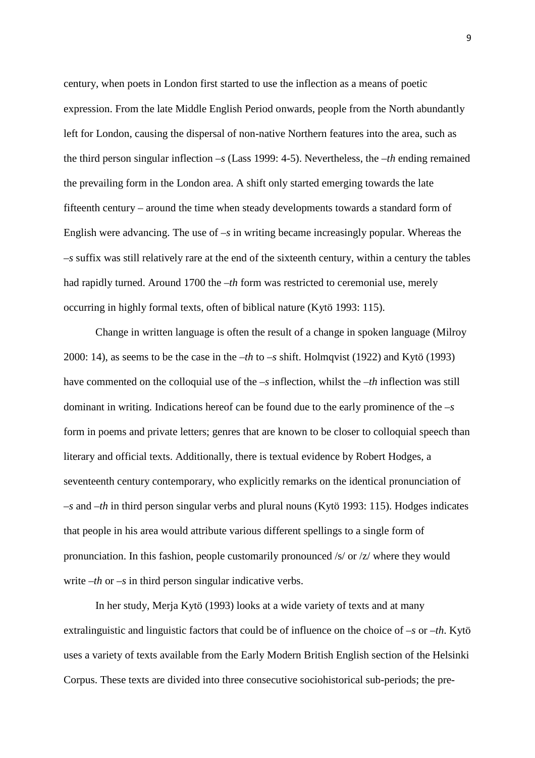century, when poets in London first started to use the inflection as a means of poetic expression. From the late Middle English Period onwards, people from the North abundantly left for London, causing the dispersal of non-native Northern features into the area, such as the third person singular inflection *–s* (Lass 1999: 4-5). Nevertheless, the *–th* ending remained the prevailing form in the London area. A shift only started emerging towards the late fifteenth century – around the time when steady developments towards a standard form of English were advancing. The use of *–s* in writing became increasingly popular. Whereas the *–s* suffix was still relatively rare at the end of the sixteenth century, within a century the tables had rapidly turned. Around 1700 the *–th* form was restricted to ceremonial use, merely occurring in highly formal texts, often of biblical nature (Kytö 1993: 115).

Change in written language is often the result of a change in spoken language (Milroy 2000: 14), as seems to be the case in the *–th* to *–s* shift. Holmqvist (1922) and Kytö (1993) have commented on the colloquial use of the *–s* inflection, whilst the *–th* inflection was still dominant in writing. Indications hereof can be found due to the early prominence of the *–s* form in poems and private letters; genres that are known to be closer to colloquial speech than literary and official texts. Additionally, there is textual evidence by Robert Hodges, a seventeenth century contemporary, who explicitly remarks on the identical pronunciation of *–s* and *–th* in third person singular verbs and plural nouns (Kytö 1993: 115). Hodges indicates that people in his area would attribute various different spellings to a single form of pronunciation. In this fashion, people customarily pronounced /s/ or /z/ where they would write *–th* or *–s* in third person singular indicative verbs.

In her study, Merja Kytö (1993) looks at a wide variety of texts and at many extralinguistic and linguistic factors that could be of influence on the choice of *–s* or *–th*. Kytö uses a variety of texts available from the Early Modern British English section of the Helsinki Corpus. These texts are divided into three consecutive sociohistorical sub-periods; the pre-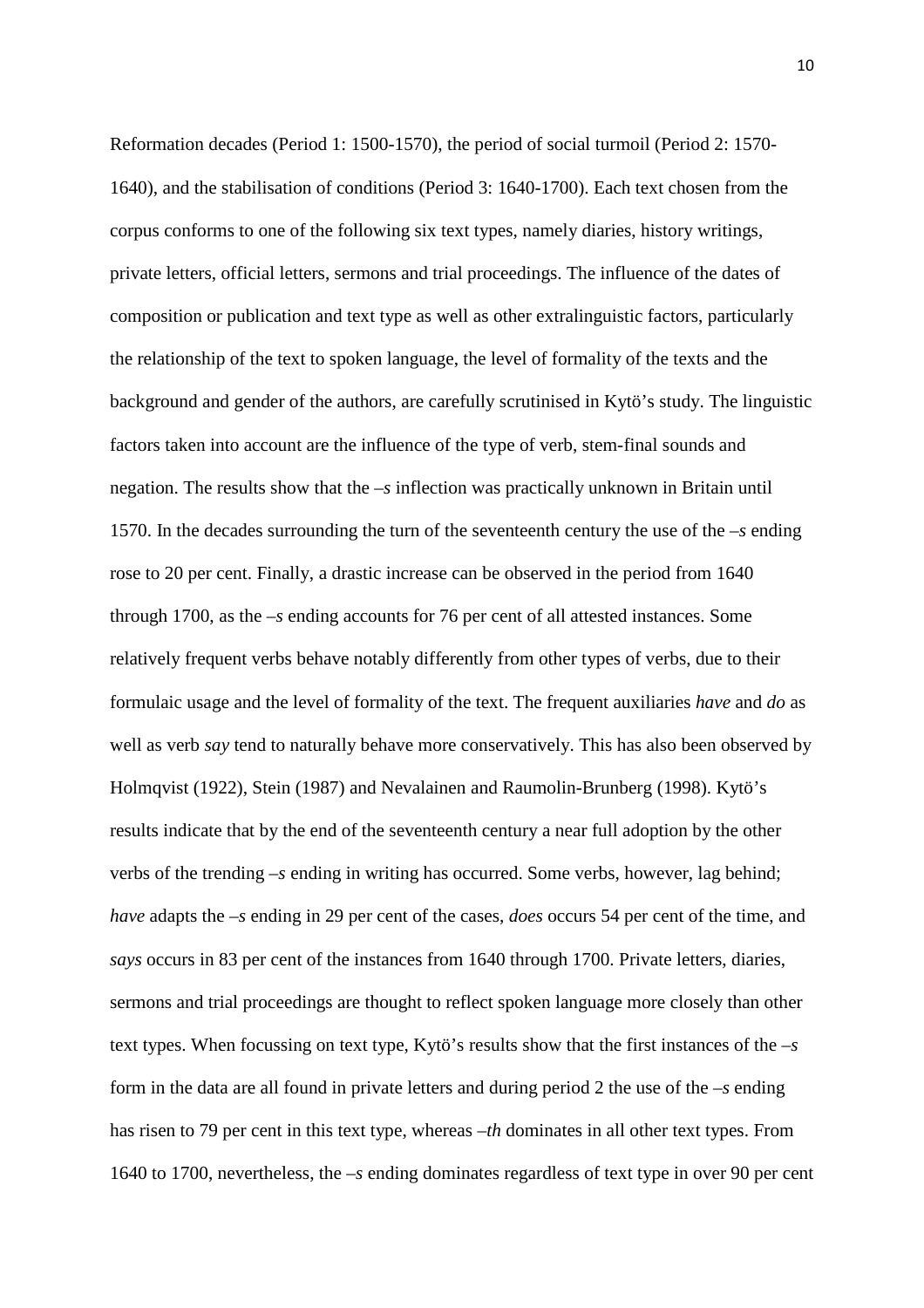Reformation decades (Period 1: 1500-1570), the period of social turmoil (Period 2: 1570-1640), and the stabilisation of conditions (Period 3: 1640-1700). Each text chosen from the corpus conforms to one of the following six text types, namely diaries, history writings, private letters, official letters, sermons and trial proceedings. The influence of the dates of composition or publication and text type as well as other extralinguistic factors, particularly the relationship of the text to spoken language, the level of formality of the texts and the background and gender of the authors, are carefully scrutinised in Kytö's study. The linguistic factors taken into account are the influence of the type of verb, stem-final sounds and negation. The results show that the *–s* inflection was practically unknown in Britain until 1570. In the decades surrounding the turn of the seventeenth century the use of the *–s* ending rose to 20 per cent. Finally, a drastic increase can be observed in the period from 1640 through 1700, as the *–s* ending accounts for 76 per cent of all attested instances. Some relatively frequent verbs behave notably differently from other types of verbs, due to their formulaic usage and the level of formality of the text. The frequent auxiliaries *have* and *do* as well as verb *say* tend to naturally behave more conservatively. This has also been observed by Holmqvist (1922), Stein (1987) and Nevalainen and Raumolin-Brunberg (1998). Kytö's results indicate that by the end of the seventeenth century a near full adoption by the other verbs of the trending *–s* ending in writing has occurred. Some verbs, however, lag behind; *have* adapts the *–s* ending in 29 per cent of the cases, *does* occurs 54 per cent of the time, and *says* occurs in 83 per cent of the instances from 1640 through 1700. Private letters, diaries, sermons and trial proceedings are thought to reflect spoken language more closely than other text types. When focussing on text type, Kytö's results show that the first instances of the *–s* form in the data are all found in private letters and during period 2 the use of the *–s* ending has risen to 79 per cent in this text type, whereas *–th* dominates in all other text types. From 1640 to 1700, nevertheless, the *–s* ending dominates regardless of text type in over 90 per cent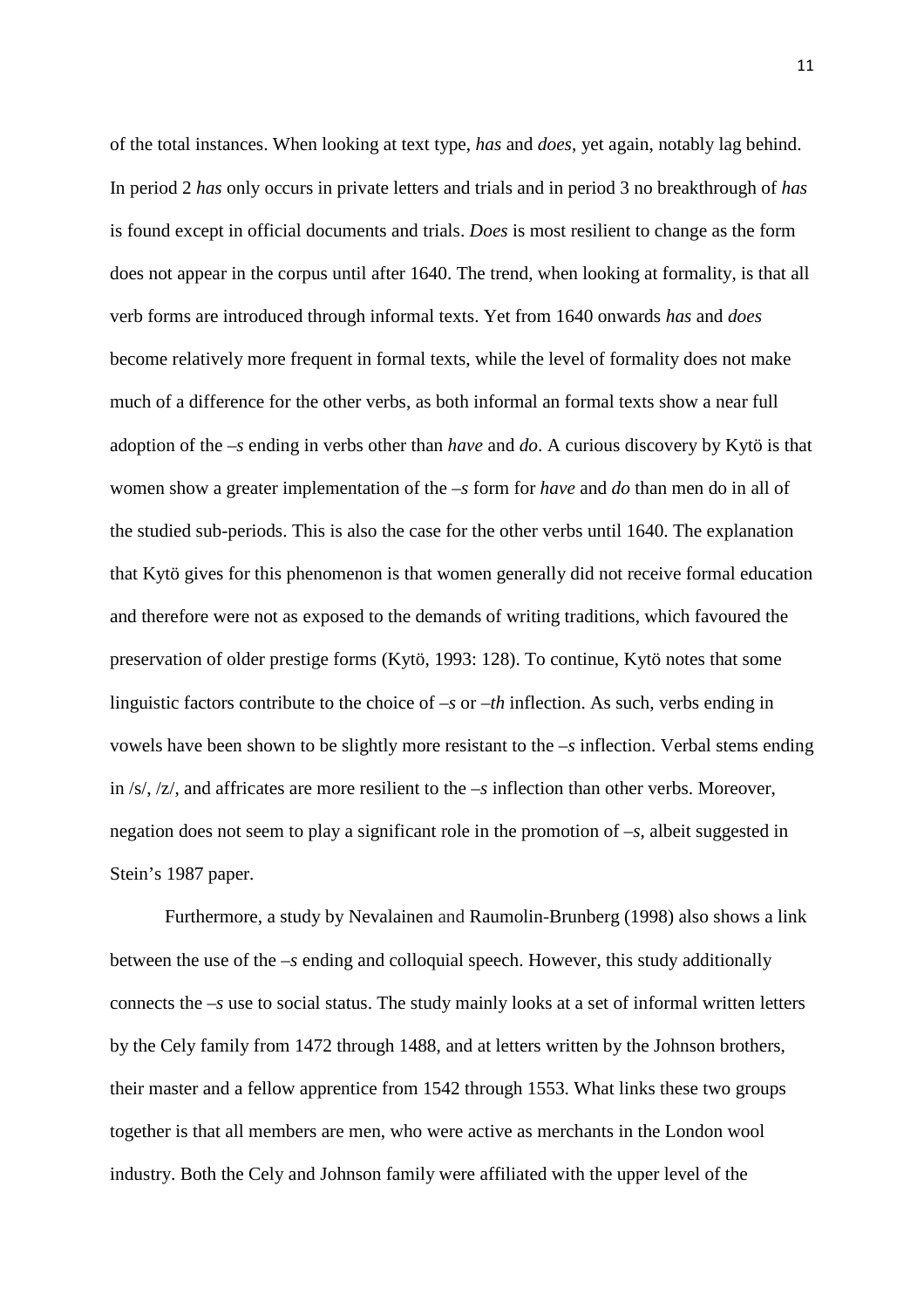of the total instances. When looking at text type, *has* and *does*, yet again, notably lag behind. In period 2 *has* only occurs in private letters and trials and in period 3 no breakthrough of *has* is found except in official documents and trials. *Does* is most resilient to change as the form does not appear in the corpus until after 1640. The trend, when looking at formality, is that all verb forms are introduced through informal texts. Yet from 1640 onwards *has* and *does* become relatively more frequent in formal texts, while the level of formality does not make much of a difference for the other verbs, as both informal an formal texts show a near full adoption of the *–s* ending in verbs other than *have* and *do*. A curious discovery by Kytö is that women show a greater implementation of the *–s* form for *have* and *do* than men do in all of the studied sub-periods. This is also the case for the other verbs until 1640. The explanation that Kytö gives for this phenomenon is that women generally did not receive formal education and therefore were not as exposed to the demands of writing traditions, which favoured the preservation of older prestige forms (Kytö, 1993: 128). To continue, Kytö notes that some linguistic factors contribute to the choice of *–s* or *–th* inflection. As such, verbs ending in vowels have been shown to be slightly more resistant to the *–s* inflection. Verbal stems ending in /s/, /z/, and affricates are more resilient to the *–s* inflection than other verbs. Moreover, negation does not seem to play a significant role in the promotion of *–s*, albeit suggested in Stein's 1987 paper.

Furthermore, a study by Nevalainen and Raumolin-Brunberg (1998) also shows a link between the use of the *–s* ending and colloquial speech. However, this study additionally connects the *–s* use to social status. The study mainly looks at a set of informal written letters by the Cely family from 1472 through 1488, and at letters written by the Johnson brothers, their master and a fellow apprentice from 1542 through 1553. What links these two groups together is that all members are men, who were active as merchants in the London wool industry. Both the Cely and Johnson family were affiliated with the upper level of the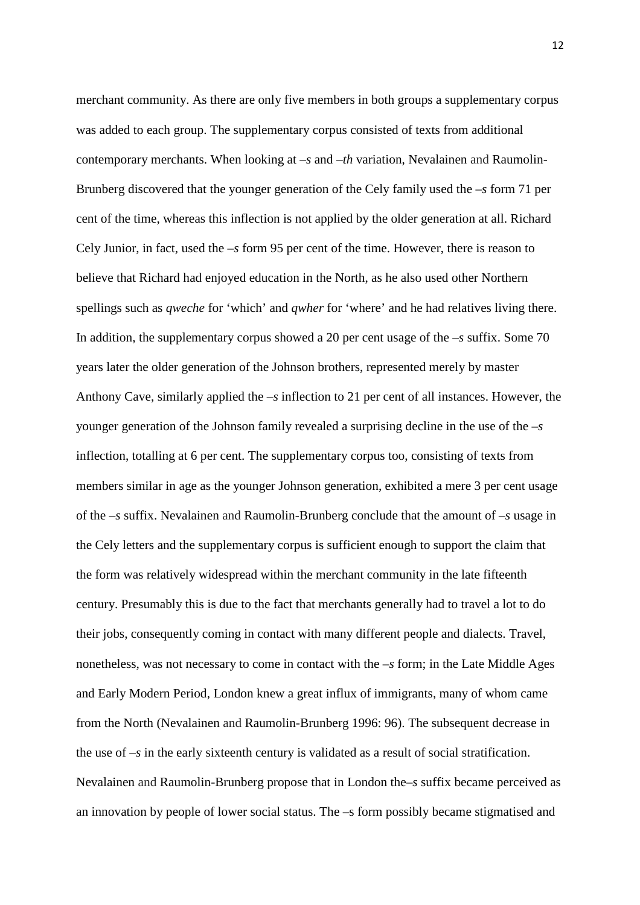merchant community. As there are only five members in both groups a supplementary corpus was added to each group. The supplementary corpus consisted of texts from additional contemporary merchants. When looking at *–s* and *–th* variation, Nevalainen and Raumolin-Brunberg discovered that the younger generation of the Cely family used the *–s* form 71 per cent of the time, whereas this inflection is not applied by the older generation at all. Richard Cely Junior, in fact, used the *–s* form 95 per cent of the time. However, there is reason to believe that Richard had enjoyed education in the North, as he also used other Northern spellings such as *qweche* for 'which' and *qwher* for 'where' and he had relatives living there. In addition, the supplementary corpus showed a 20 per cent usage of the *–s* suffix. Some 70 years later the older generation of the Johnson brothers, represented merely by master Anthony Cave, similarly applied the *–s* inflection to 21 per cent of all instances. However, the younger generation of the Johnson family revealed a surprising decline in the use of the *–s* inflection, totalling at 6 per cent. The supplementary corpus too, consisting of texts from members similar in age as the younger Johnson generation, exhibited a mere 3 per cent usage of the *–s* suffix. Nevalainen and Raumolin-Brunberg conclude that the amount of *–s* usage in the Cely letters and the supplementary corpus is sufficient enough to support the claim that the form was relatively widespread within the merchant community in the late fifteenth century. Presumably this is due to the fact that merchants generally had to travel a lot to do their jobs, consequently coming in contact with many different people and dialects. Travel, nonetheless, was not necessary to come in contact with the *–s* form; in the Late Middle Ages and Early Modern Period, London knew a great influx of immigrants, many of whom came from the North (Nevalainen and Raumolin-Brunberg 1996: 96). The subsequent decrease in the use of *–s* in the early sixteenth century is validated as a result of social stratification. Nevalainen and Raumolin-Brunberg propose that in London the*–s* suffix became perceived as an innovation by people of lower social status. The –s form possibly became stigmatised and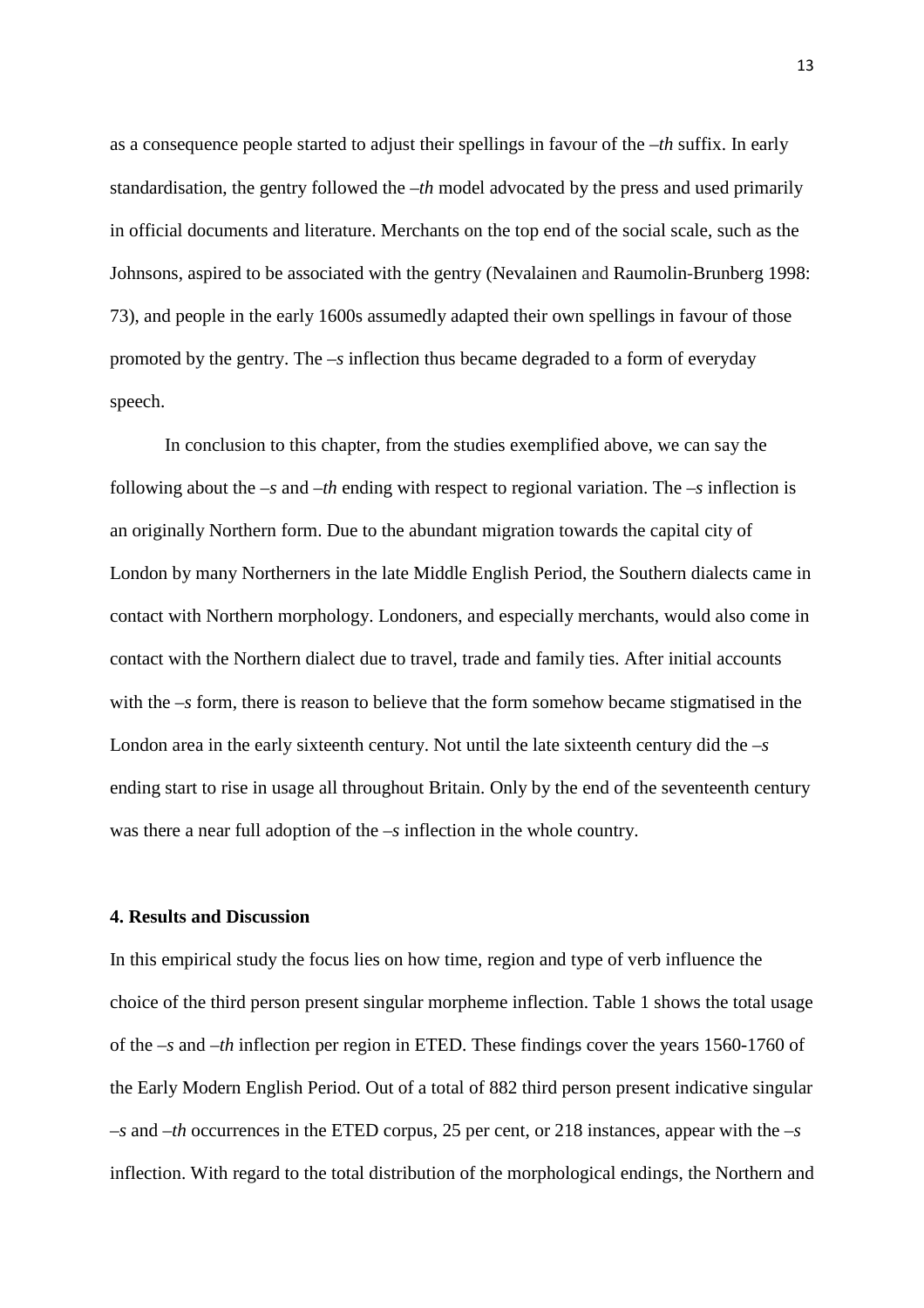as a consequence people started to adjust their spellings in favour of the *–th* suffix. In early standardisation, the gentry followed the *–th* model advocated by the press and used primarily in official documents and literature. Merchants on the top end of the social scale, such as the Johnsons, aspired to be associated with the gentry (Nevalainen and Raumolin-Brunberg 1998: 73), and people in the early 1600s assumedly adapted their own spellings in favour of those promoted by the gentry. The *–s* inflection thus became degraded to a form of everyday speech.

In conclusion to this chapter, from the studies exemplified above, we can say the following about the *–s* and *–th* ending with respect to regional variation. The *–s* inflection is an originally Northern form. Due to the abundant migration towards the capital city of London by many Northerners in the late Middle English Period, the Southern dialects came in contact with Northern morphology. Londoners, and especially merchants, would also come in contact with the Northern dialect due to travel, trade and family ties. After initial accounts with the *–s* form, there is reason to believe that the form somehow became stigmatised in the London area in the early sixteenth century. Not until the late sixteenth century did the *–s* ending start to rise in usage all throughout Britain. Only by the end of the seventeenth century was there a near full adoption of the *–s* inflection in the whole country.

## 4. Results and Discussion

In this empirical study the focus lies on how time, region and type of verb influence the choice of the third person present singular morpheme inflection. Table 1 shows the total usage of the *–s* and *–th* inflection per region in ETED. These findings cover the years 1560-1760 of the Early Modern English Period. Out of a total of 882 third person present indicative singular *–s* and *–th* occurrences in the ETED corpus, 25 per cent, or 218 instances, appear with the *–s* inflection. With regard to the total distribution of the morphological endings, the Northern and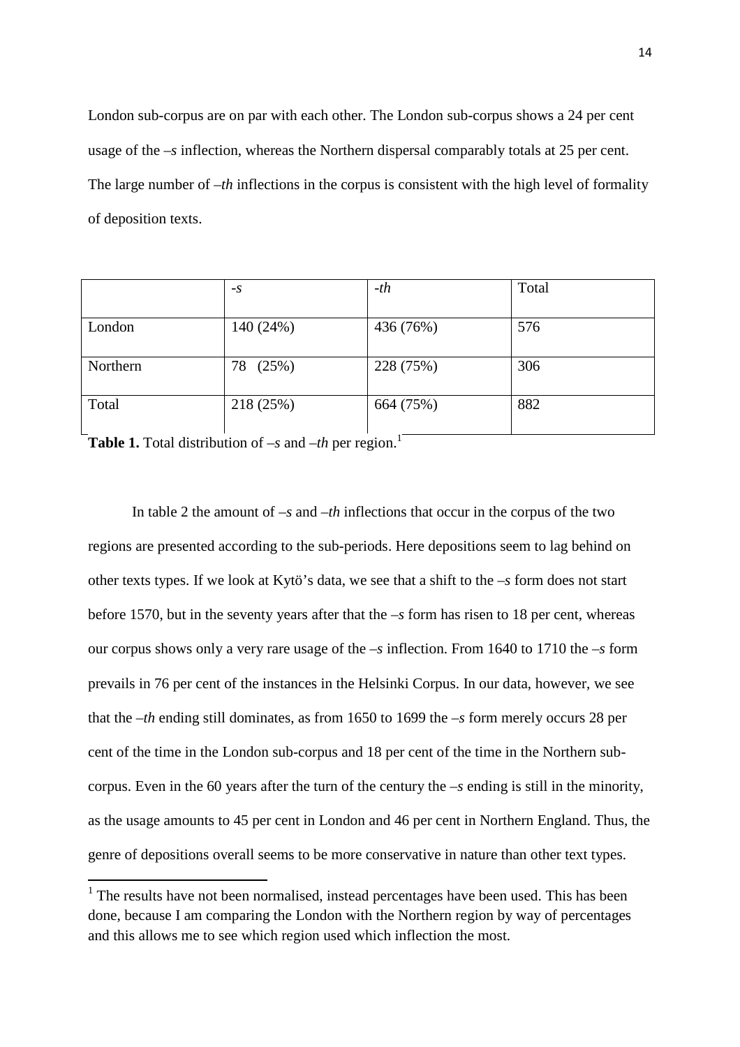London sub-corpus are on par with each other. The London sub-corpus shows a 24 per cent usage of the *–s* inflection, whereas the Northern dispersal comparably totals at 25 per cent. The large number of *–th* inflections in the corpus is consistent with the high level of formality of deposition texts.

| | *-s* | *-th* | Total |
|---|---|---|---|
| London | 140 (24%) | 436 (76%) | 576 |
| Northern | 78 (25%) | 228 (75%) | 306 |
| Total | 218 (25%) | 664 (75%) | 882 |

**Table 1.** Total distribution of *–s* and *–th* per region.[1]

In table 2 the amount of *–s* and *–th* inflections that occur in the corpus of the two regions are presented according to the sub-periods. Here depositions seem to lag behind on other texts types. If we look at Kytö's data, we see that a shift to the *–s* form does not start before 1570, but in the seventy years after that the *–s* form has risen to 18 per cent, whereas our corpus shows only a very rare usage of the *–s* inflection. From 1640 to 1710 the *–s* form prevails in 76 per cent of the instances in the Helsinki Corpus. In our data, however, we see that the *–th* ending still dominates, as from 1650 to 1699 the *–s* form merely occurs 28 per cent of the time in the London sub-corpus and 18 per cent of the time in the Northern sub-corpus. Even in the 60 years after the turn of the century the *–s* ending is still in the minority, as the usage amounts to 45 per cent in London and 46 per cent in Northern England. Thus, the genre of depositions overall seems to be more conservative in nature than other text types.

[1] The results have not been normalised, instead percentages have been used. This has been done, because I am comparing the London with the Northern region by way of percentages and this allows me to see which region used which inflection the most.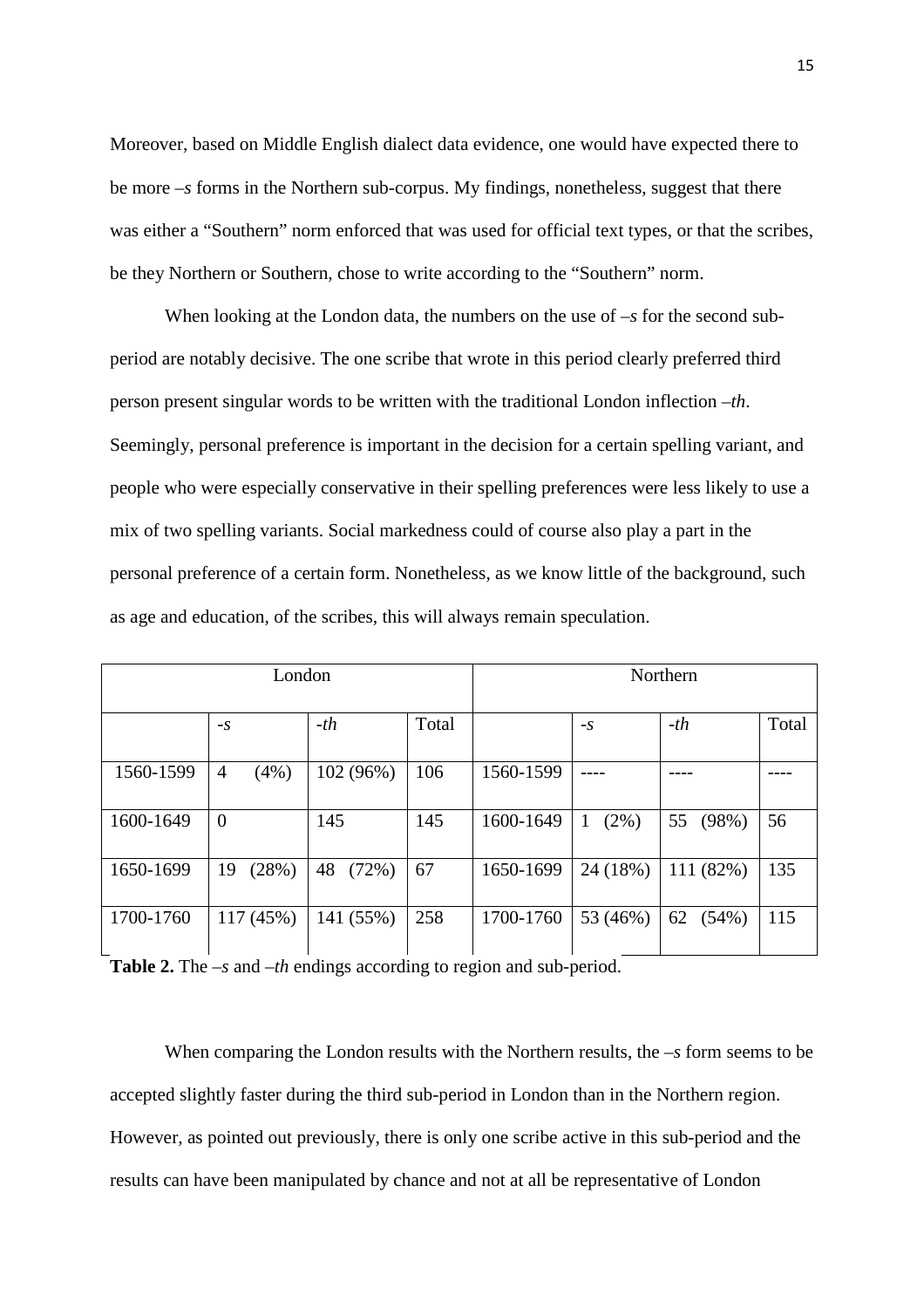Moreover, based on Middle English dialect data evidence, one would have expected there to be more *–s* forms in the Northern sub-corpus. My findings, nonetheless, suggest that there was either a "Southern" norm enforced that was used for official text types, or that the scribes, be they Northern or Southern, chose to write according to the "Southern" norm.

When looking at the London data, the numbers on the use of *–s* for the second sub-period are notably decisive. The one scribe that wrote in this period clearly preferred third person present singular words to be written with the traditional London inflection *–th*. Seemingly, personal preference is important in the decision for a certain spelling variant, and people who were especially conservative in their spelling preferences were less likely to use a mix of two spelling variants. Social markedness could of course also play a part in the personal preference of a certain form. Nonetheless, as we know little of the background, such as age and education, of the scribes, this will always remain speculation.

| London | | | | Northern | | | |
|---|---|---|---|---|---|---|---|
| | *-s* | *-th* | Total | | *-s* | *-th* | Total |
| 1560-1599 | 4 (4%) | 102 (96%) | 106 | 1560-1599 | ---- | ---- | ---- |
| 1600-1649 | 0 | 145 | 145 | 1600-1649 | 1 (2%) | 55 (98%) | 56 |
| 1650-1699 | 19 (28%) | 48 (72%) | 67 | 1650-1699 | 24 (18%) | 111 (82%) | 135 |
| 1700-1760 | 117 (45%) | 141 (55%) | 258 | 1700-1760 | 53 (46%) | 62 (54%) | 115 |

**Table 2.** The *–s* and *–th* endings according to region and sub-period.

When comparing the London results with the Northern results, the *–s* form seems to be accepted slightly faster during the third sub-period in London than in the Northern region. However, as pointed out previously, there is only one scribe active in this sub-period and the results can have been manipulated by chance and not at all be representative of London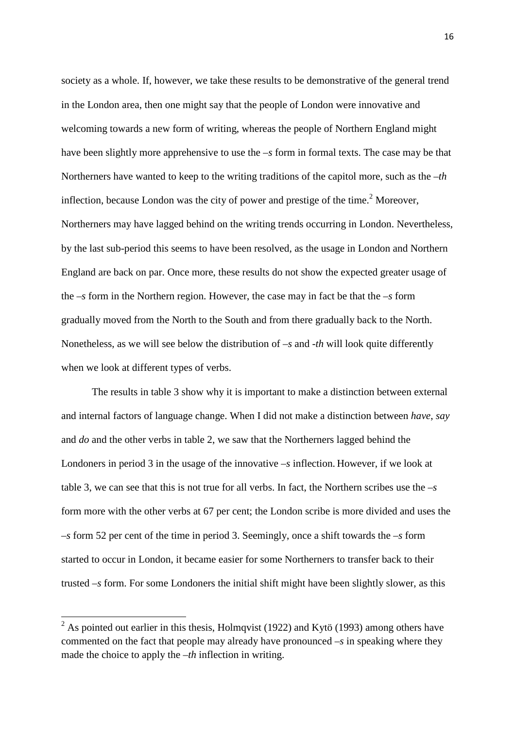society as a whole. If, however, we take these results to be demonstrative of the general trend in the London area, then one might say that the people of London were innovative and welcoming towards a new form of writing, whereas the people of Northern England might have been slightly more apprehensive to use the *–s* form in formal texts. The case may be that Northerners have wanted to keep to the writing traditions of the capitol more, such as the *–th* inflection, because London was the city of power and prestige of the time.[2] Moreover, Northerners may have lagged behind on the writing trends occurring in London. Nevertheless, by the last sub-period this seems to have been resolved, as the usage in London and Northern England are back on par. Once more, these results do not show the expected greater usage of the *–s* form in the Northern region. However, the case may in fact be that the *–s* form gradually moved from the North to the South and from there gradually back to the North. Nonetheless, as we will see below the distribution of *–s* and *-th* will look quite differently when we look at different types of verbs.

The results in table 3 show why it is important to make a distinction between external and internal factors of language change. When I did not make a distinction between *have*, *say* and *do* and the other verbs in table 2, we saw that the Northerners lagged behind the Londoners in period 3 in the usage of the innovative *–s* inflection. However, if we look at table 3, we can see that this is not true for all verbs. In fact, the Northern scribes use the *–s* form more with the other verbs at 67 per cent; the London scribe is more divided and uses the *–s* form 52 per cent of the time in period 3. Seemingly, once a shift towards the *–s* form started to occur in London, it became easier for some Northerners to transfer back to their trusted *–s* form. For some Londoners the initial shift might have been slightly slower, as this

[2] As pointed out earlier in this thesis, Holmqvist (1922) and Kytö (1993) among others have commented on the fact that people may already have pronounced *–s* in speaking where they made the choice to apply the *–th* inflection in writing.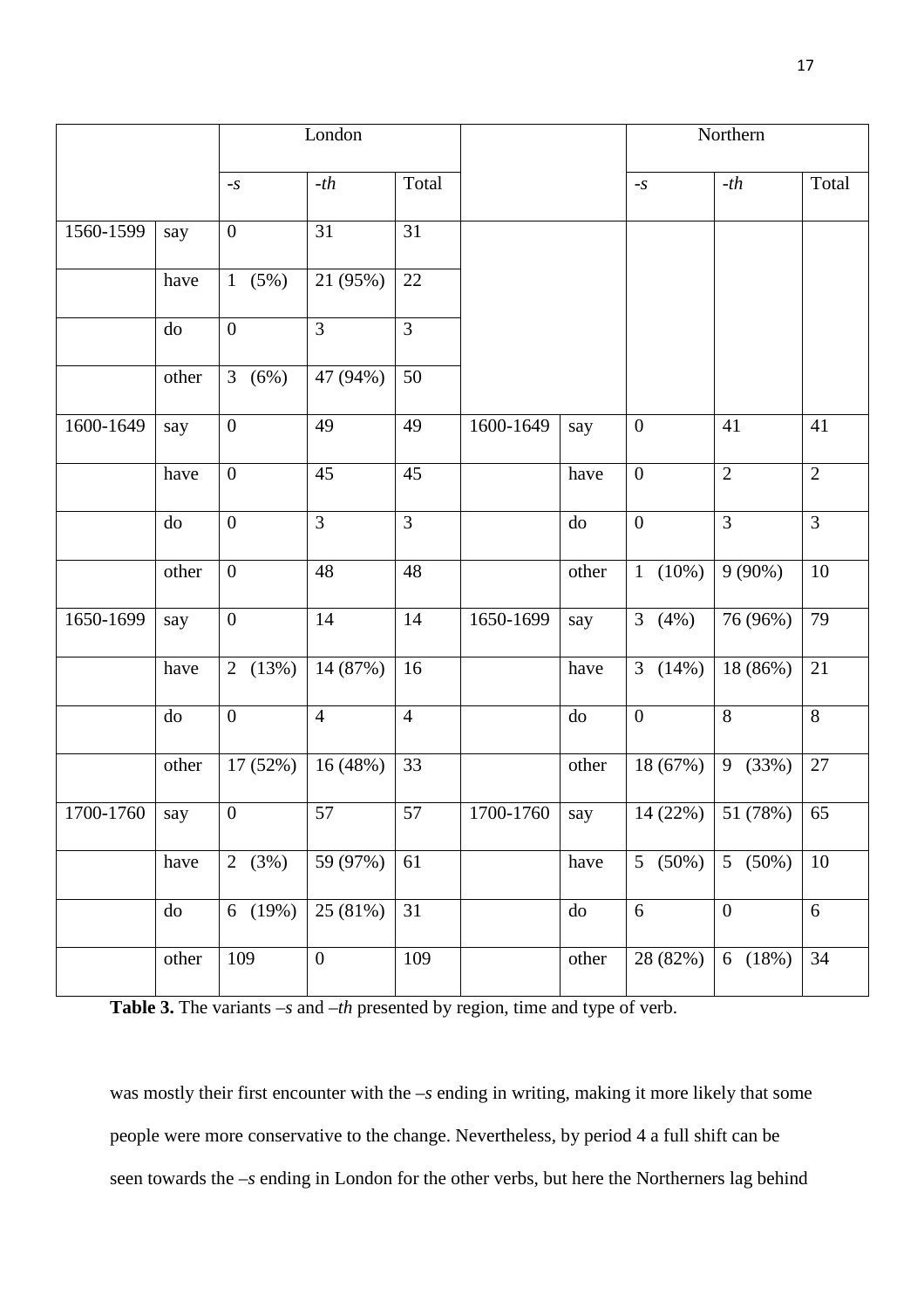| | | London | | | | | Northern | | |
|---|---|---|---|---|---|---|---|---|---|
| | | *-s* | *-th* | Total | | | *-s* | *-th* | Total |
| 1560-1599 | say | 0 | 31 | 31 | | | | | |
| | have | 1 (5%) | 21 (95%) | 22 | | | | | |
| | do | 0 | 3 | 3 | | | | | |
| | other | 3 (6%) | 47 (94%) | 50 | | | | | |
| 1600-1649 | say | 0 | 49 | 49 | 1600-1649 | say | 0 | 41 | 41 |
| | have | 0 | 45 | 45 | | have | 0 | 2 | 2 |
| | do | 0 | 3 | 3 | | do | 0 | 3 | 3 |
| | other | 0 | 48 | 48 | | other | 1 (10%) | 9 (90%) | 10 |
| 1650-1699 | say | 0 | 14 | 14 | 1650-1699 | say | 3 (4%) | 76 (96%) | 79 |
| | have | 2 (13%) | 14 (87%) | 16 | | have | 3 (14%) | 18 (86%) | 21 |
| | do | 0 | 4 | 4 | | do | 0 | 8 | 8 |
| | other | 17 (52%) | 16 (48%) | 33 | | other | 18 (67%) | 9 (33%) | 27 |
| 1700-1760 | say | 0 | 57 | 57 | 1700-1760 | say | 14 (22%) | 51 (78%) | 65 |
| | have | 2 (3%) | 59 (97%) | 61 | | have | 5 (50%) | 5 (50%) | 10 |
| | do | 6 (19%) | 25 (81%) | 31 | | do | 6 | 0 | 6 |
| | other | 109 | 0 | 109 | | other | 28 (82%) | 6 (18%) | 34 |

**Table 3.** The variants *–s* and *–th* presented by region, time and type of verb.

was mostly their first encounter with the *–s* ending in writing, making it more likely that some people were more conservative to the change. Nevertheless, by period 4 a full shift can be seen towards the *–s* ending in London for the other verbs, but here the Northerners lag behind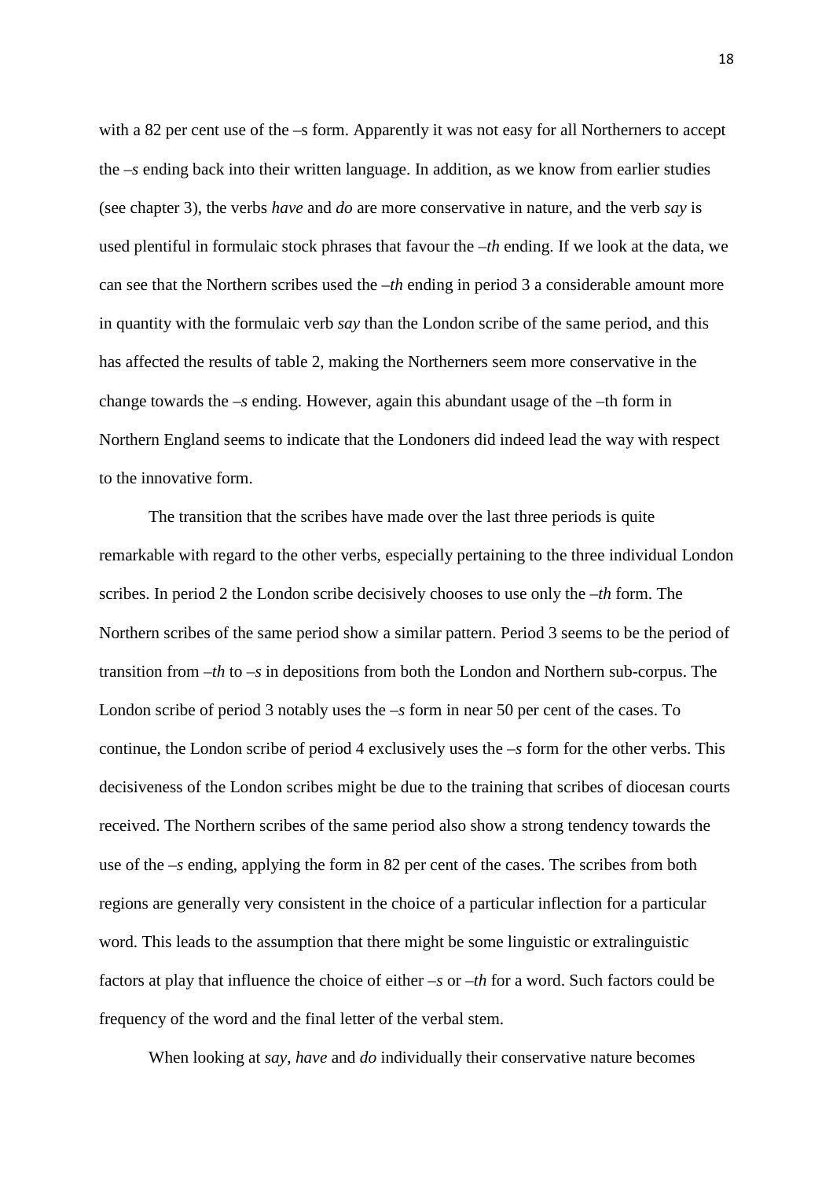with a 82 per cent use of the –s form. Apparently it was not easy for all Northerners to accept the *–s* ending back into their written language. In addition, as we know from earlier studies (see chapter 3), the verbs *have* and *do* are more conservative in nature, and the verb *say* is used plentiful in formulaic stock phrases that favour the *–th* ending. If we look at the data, we can see that the Northern scribes used the *–th* ending in period 3 a considerable amount more in quantity with the formulaic verb *say* than the London scribe of the same period, and this has affected the results of table 2, making the Northerners seem more conservative in the change towards the *–s* ending. However, again this abundant usage of the –th form in Northern England seems to indicate that the Londoners did indeed lead the way with respect to the innovative form.

The transition that the scribes have made over the last three periods is quite remarkable with regard to the other verbs, especially pertaining to the three individual London scribes. In period 2 the London scribe decisively chooses to use only the *–th* form. The Northern scribes of the same period show a similar pattern. Period 3 seems to be the period of transition from *–th* to *–s* in depositions from both the London and Northern sub-corpus. The London scribe of period 3 notably uses the *–s* form in near 50 per cent of the cases. To continue, the London scribe of period 4 exclusively uses the *–s* form for the other verbs. This decisiveness of the London scribes might be due to the training that scribes of diocesan courts received. The Northern scribes of the same period also show a strong tendency towards the use of the *–s* ending, applying the form in 82 per cent of the cases. The scribes from both regions are generally very consistent in the choice of a particular inflection for a particular word. This leads to the assumption that there might be some linguistic or extralinguistic factors at play that influence the choice of either *–s* or *–th* for a word. Such factors could be frequency of the word and the final letter of the verbal stem.

When looking at *say*, *have* and *do* individually their conservative nature becomes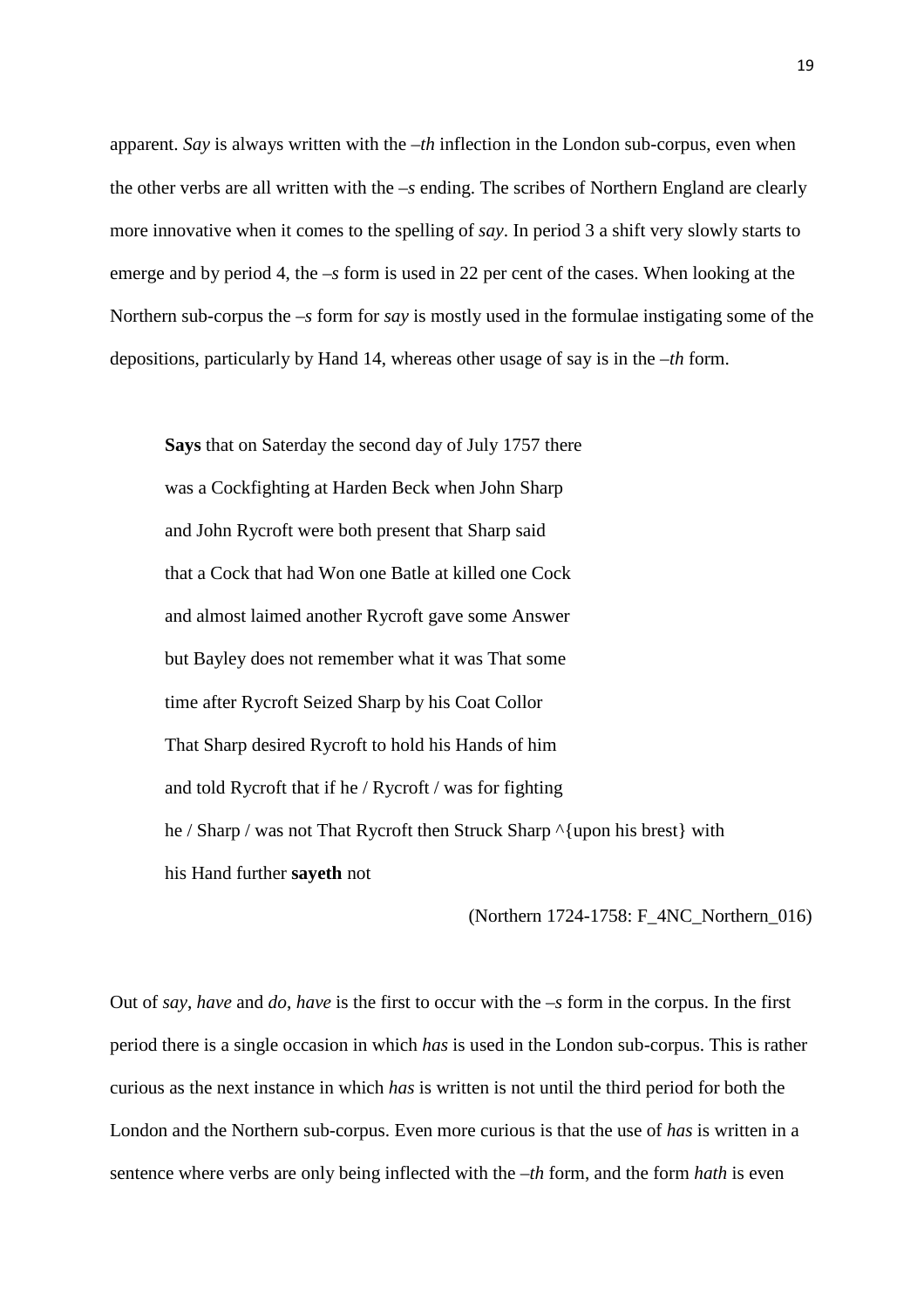apparent. *Say* is always written with the *–th* inflection in the London sub-corpus, even when the other verbs are all written with the *–s* ending. The scribes of Northern England are clearly more innovative when it comes to the spelling of *say*. In period 3 a shift very slowly starts to emerge and by period 4, the *–s* form is used in 22 per cent of the cases. When looking at the Northern sub-corpus the *–s* form for *say* is mostly used in the formulae instigating some of the depositions, particularly by Hand 14, whereas other usage of say is in the *–th* form.

> **Says** that on Saterday the second day of July 1757 there
> was a Cockfighting at Harden Beck when John Sharp
> and John Rycroft were both present that Sharp said
> that a Cock that had Won one Batle at killed one Cock
> and almost laimed another Rycroft gave some Answer
> but Bayley does not remember what it was That some
> time after Rycroft Seized Sharp by his Coat Collor
> That Sharp desired Rycroft to hold his Hands of him
> and told Rycroft that if he / Rycroft / was for fighting
> he / Sharp / was not That Rycroft then Struck Sharp ^{upon his brest} with
> his Hand further **sayeth** not

(Northern 1724-1758: F_4NC_Northern_016)

Out of *say*, *have* and *do*, *have* is the first to occur with the *–s* form in the corpus. In the first period there is a single occasion in which *has* is used in the London sub-corpus. This is rather curious as the next instance in which *has* is written is not until the third period for both the London and the Northern sub-corpus. Even more curious is that the use of *has* is written in a sentence where verbs are only being inflected with the *–th* form, and the form *hath* is even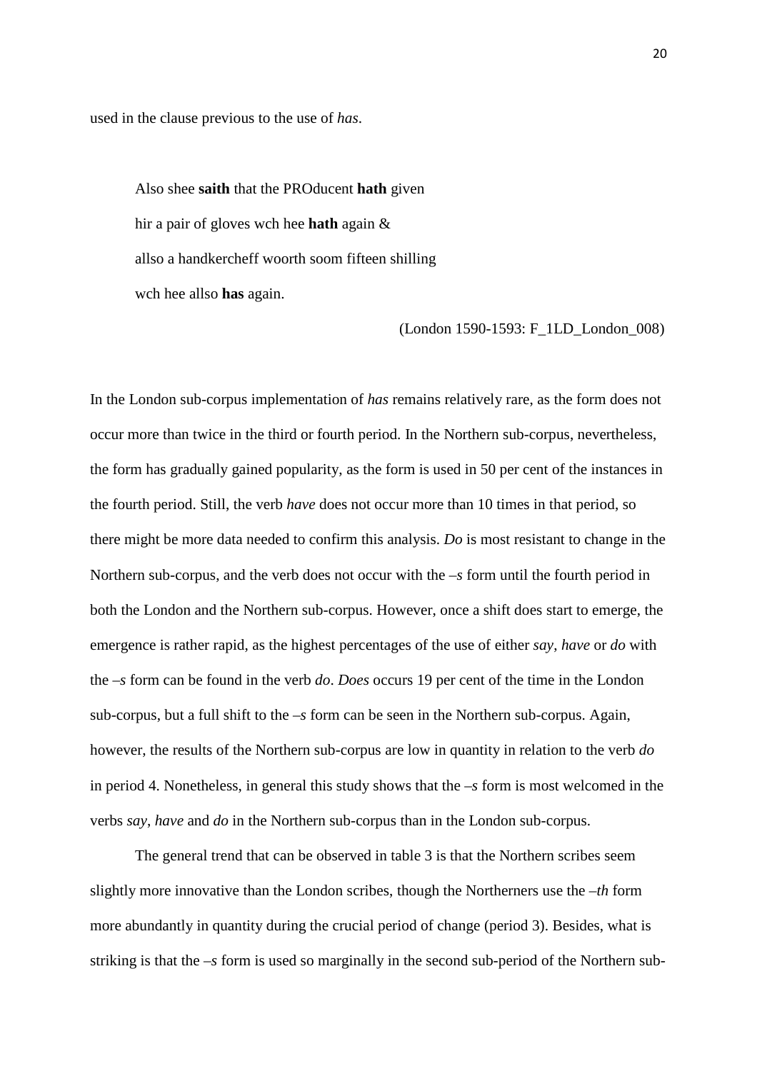used in the clause previous to the use of *has*.

> Also shee **saith** that the PROducent **hath** given
> hir a pair of gloves wch hee **hath** again &
> allso a handkercheff woorth soom fifteen shilling
> wch hee allso **has** again.
>
> (London 1590-1593: F_1LD_London_008)

In the London sub-corpus implementation of *has* remains relatively rare, as the form does not occur more than twice in the third or fourth period. In the Northern sub-corpus, nevertheless, the form has gradually gained popularity, as the form is used in 50 per cent of the instances in the fourth period. Still, the verb *have* does not occur more than 10 times in that period, so there might be more data needed to confirm this analysis. *Do* is most resistant to change in the Northern sub-corpus, and the verb does not occur with the *–s* form until the fourth period in both the London and the Northern sub-corpus. However, once a shift does start to emerge, the emergence is rather rapid, as the highest percentages of the use of either *say*, *have* or *do* with the *–s* form can be found in the verb *do*. *Does* occurs 19 per cent of the time in the London sub-corpus, but a full shift to the *–s* form can be seen in the Northern sub-corpus. Again, however, the results of the Northern sub-corpus are low in quantity in relation to the verb *do* in period 4. Nonetheless, in general this study shows that the *–s* form is most welcomed in the verbs *say*, *have* and *do* in the Northern sub-corpus than in the London sub-corpus.

The general trend that can be observed in table 3 is that the Northern scribes seem slightly more innovative than the London scribes, though the Northerners use the *–th* form more abundantly in quantity during the crucial period of change (period 3). Besides, what is striking is that the *–s* form is used so marginally in the second sub-period of the Northern sub-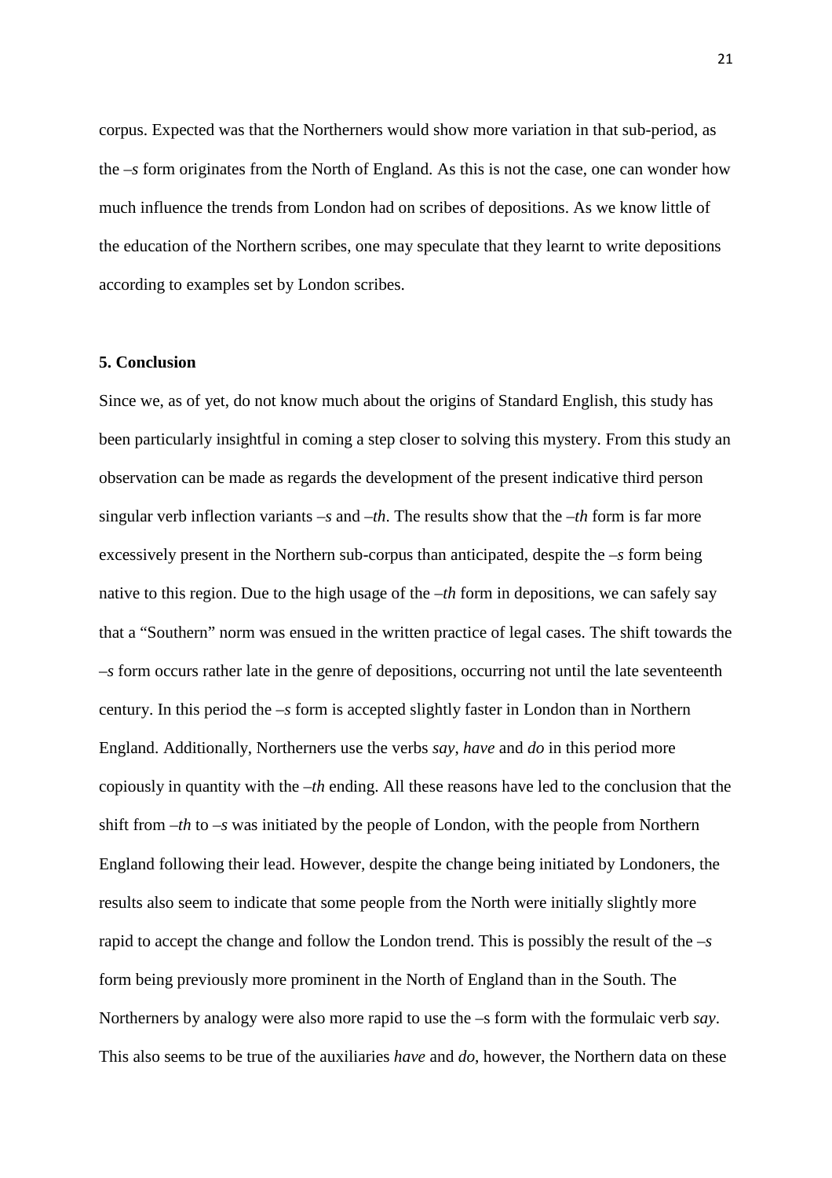corpus. Expected was that the Northerners would show more variation in that sub-period, as the *–s* form originates from the North of England. As this is not the case, one can wonder how much influence the trends from London had on scribes of depositions. As we know little of the education of the Northern scribes, one may speculate that they learnt to write depositions according to examples set by London scribes.

## 5. Conclusion

Since we, as of yet, do not know much about the origins of Standard English, this study has been particularly insightful in coming a step closer to solving this mystery. From this study an observation can be made as regards the development of the present indicative third person singular verb inflection variants *–s* and *–th*. The results show that the *–th* form is far more excessively present in the Northern sub-corpus than anticipated, despite the *–s* form being native to this region. Due to the high usage of the *–th* form in depositions, we can safely say that a "Southern" norm was ensued in the written practice of legal cases. The shift towards the *–s* form occurs rather late in the genre of depositions, occurring not until the late seventeenth century. In this period the *–s* form is accepted slightly faster in London than in Northern England. Additionally, Northerners use the verbs *say*, *have* and *do* in this period more copiously in quantity with the *–th* ending. All these reasons have led to the conclusion that the shift from *–th* to *–s* was initiated by the people of London, with the people from Northern England following their lead. However, despite the change being initiated by Londoners, the results also seem to indicate that some people from the North were initially slightly more rapid to accept the change and follow the London trend. This is possibly the result of the *–s* form being previously more prominent in the North of England than in the South. The Northerners by analogy were also more rapid to use the –s form with the formulaic verb *say*. This also seems to be true of the auxiliaries *have* and *do*, however, the Northern data on these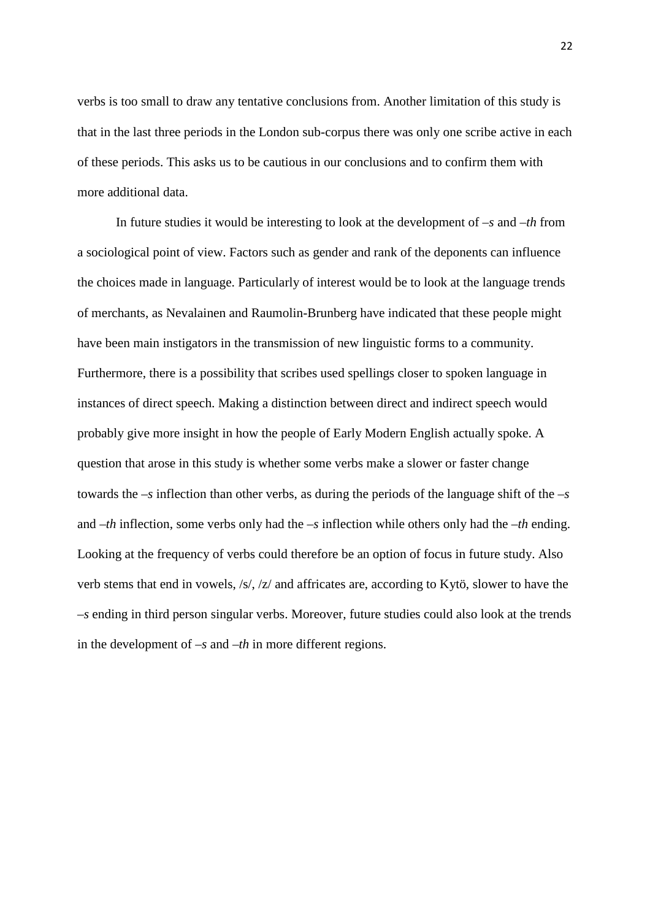verbs is too small to draw any tentative conclusions from. Another limitation of this study is that in the last three periods in the London sub-corpus there was only one scribe active in each of these periods. This asks us to be cautious in our conclusions and to confirm them with more additional data.

In future studies it would be interesting to look at the development of *–s* and *–th* from a sociological point of view. Factors such as gender and rank of the deponents can influence the choices made in language. Particularly of interest would be to look at the language trends of merchants, as Nevalainen and Raumolin-Brunberg have indicated that these people might have been main instigators in the transmission of new linguistic forms to a community. Furthermore, there is a possibility that scribes used spellings closer to spoken language in instances of direct speech. Making a distinction between direct and indirect speech would probably give more insight in how the people of Early Modern English actually spoke. A question that arose in this study is whether some verbs make a slower or faster change towards the *–s* inflection than other verbs, as during the periods of the language shift of the *–s* and *–th* inflection, some verbs only had the *–s* inflection while others only had the *–th* ending. Looking at the frequency of verbs could therefore be an option of focus in future study. Also verb stems that end in vowels, /s/, /z/ and affricates are, according to Kytö, slower to have the *–s* ending in third person singular verbs. Moreover, future studies could also look at the trends in the development of *–s* and *–th* in more different regions.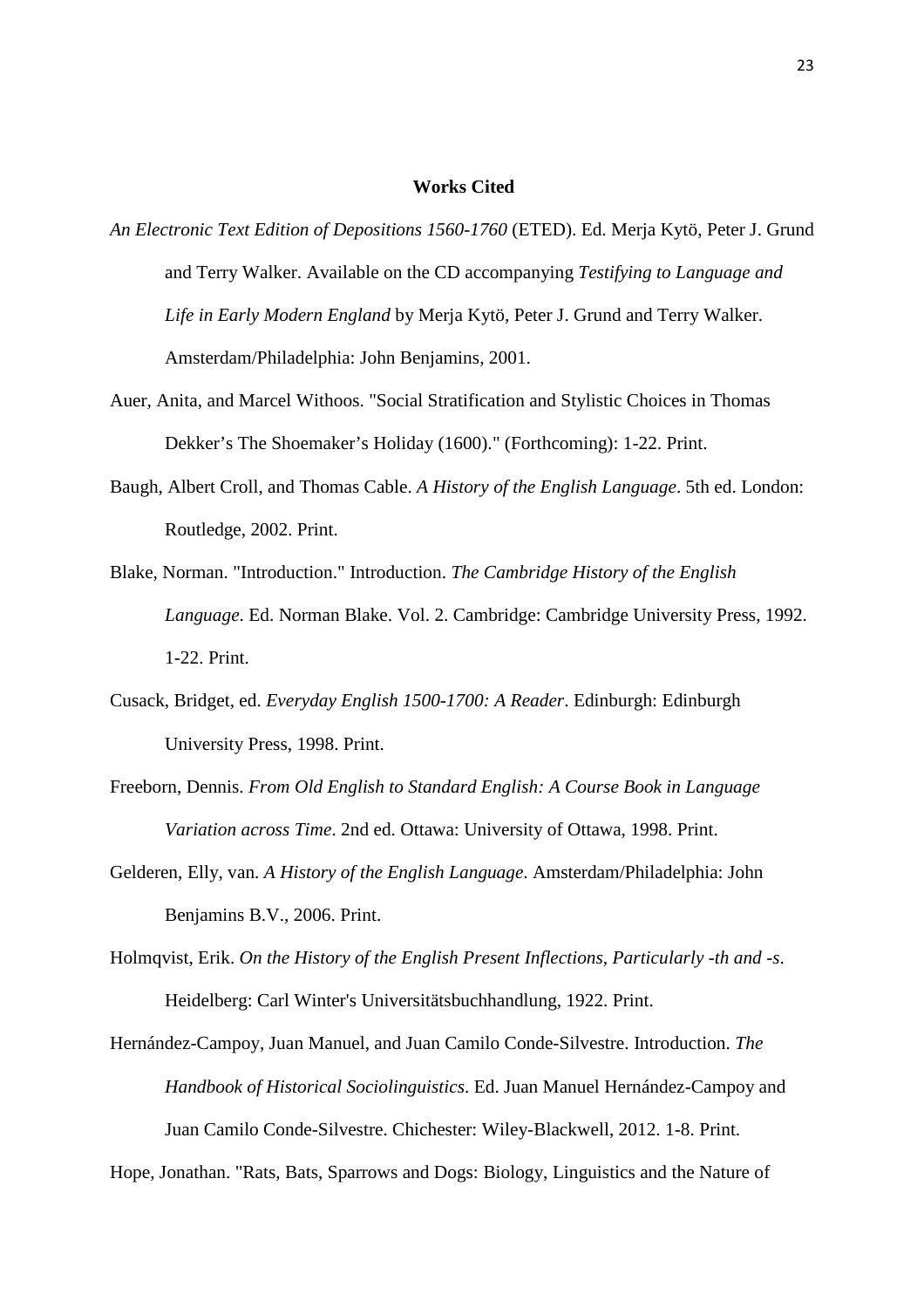## Works Cited

*An Electronic Text Edition of Depositions 1560-1760* (ETED). Ed. Merja Kytö, Peter J. Grund and Terry Walker. Available on the CD accompanying *Testifying to Language and Life in Early Modern England* by Merja Kytö, Peter J. Grund and Terry Walker. Amsterdam/Philadelphia: John Benjamins, 2001.

Auer, Anita, and Marcel Withoos. "Social Stratification and Stylistic Choices in Thomas Dekker's The Shoemaker's Holiday (1600)." (Forthcoming): 1-22. Print.

Baugh, Albert Croll, and Thomas Cable. *A History of the English Language*. 5th ed. London: Routledge, 2002. Print.

Blake, Norman. "Introduction." Introduction. *The Cambridge History of the English Language*. Ed. Norman Blake. Vol. 2. Cambridge: Cambridge University Press, 1992. 1-22. Print.

Cusack, Bridget, ed. *Everyday English 1500-1700: A Reader*. Edinburgh: Edinburgh University Press, 1998. Print.

Freeborn, Dennis. *From Old English to Standard English: A Course Book in Language Variation across Time*. 2nd ed. Ottawa: University of Ottawa, 1998. Print.

Gelderen, Elly, van. *A History of the English Language.* Amsterdam/Philadelphia: John Benjamins B.V., 2006. Print.

Holmqvist, Erik. *On the History of the English Present Inflections, Particularly -th and -s*. Heidelberg: Carl Winter's Universitätsbuchhandlung, 1922. Print.

Hernández-Campoy, Juan Manuel, and Juan Camilo Conde-Silvestre. Introduction. *The Handbook of Historical Sociolinguistics*. Ed. Juan Manuel Hernández-Campoy and Juan Camilo Conde-Silvestre. Chichester: Wiley-Blackwell, 2012. 1-8. Print.

Hope, Jonathan. "Rats, Bats, Sparrows and Dogs: Biology, Linguistics and the Nature of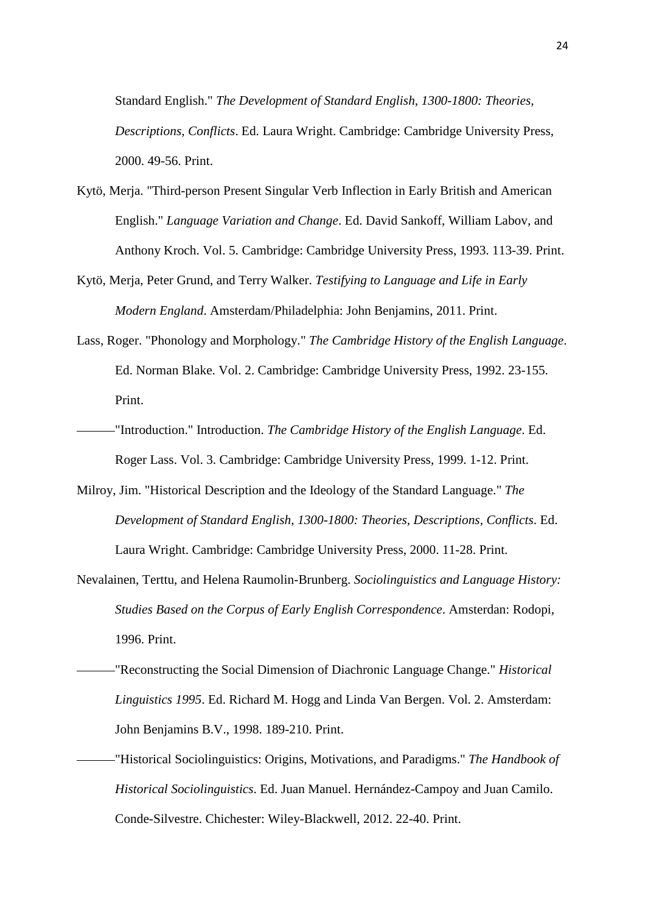Standard English." *The Development of Standard English, 1300-1800: Theories, Descriptions, Conflicts*. Ed. Laura Wright. Cambridge: Cambridge University Press, 2000. 49-56. Print.

Kytö, Merja. "Third-person Present Singular Verb Inflection in Early British and American English." *Language Variation and Change*. Ed. David Sankoff, William Labov, and Anthony Kroch. Vol. 5. Cambridge: Cambridge University Press, 1993. 113-39. Print.

Kytö, Merja, Peter Grund, and Terry Walker. *Testifying to Language and Life in Early Modern England*. Amsterdam/Philadelphia: John Benjamins, 2011. Print.

Lass, Roger. "Phonology and Morphology." *The Cambridge History of the English Language*. Ed. Norman Blake. Vol. 2. Cambridge: Cambridge University Press, 1992. 23-155. Print.

———"Introduction." Introduction. *The Cambridge History of the English Language*. Ed. Roger Lass. Vol. 3. Cambridge: Cambridge University Press, 1999. 1-12. Print.

Milroy, Jim. "Historical Description and the Ideology of the Standard Language." *The Development of Standard English, 1300-1800: Theories, Descriptions, Conflicts*. Ed. Laura Wright. Cambridge: Cambridge University Press, 2000. 11-28. Print.

Nevalainen, Terttu, and Helena Raumolin-Brunberg. *Sociolinguistics and Language History: Studies Based on the Corpus of Early English Correspondence*. Amsterdan: Rodopi, 1996. Print.

———"Reconstructing the Social Dimension of Diachronic Language Change." *Historical Linguistics 1995*. Ed. Richard M. Hogg and Linda Van Bergen. Vol. 2. Amsterdam: John Benjamins B.V., 1998. 189-210. Print.

———"Historical Sociolinguistics: Origins, Motivations, and Paradigms." *The Handbook of Historical Sociolinguistics*. Ed. Juan Manuel. Hernández-Campoy and Juan Camilo. Conde-Silvestre. Chichester: Wiley-Blackwell, 2012. 22-40. Print.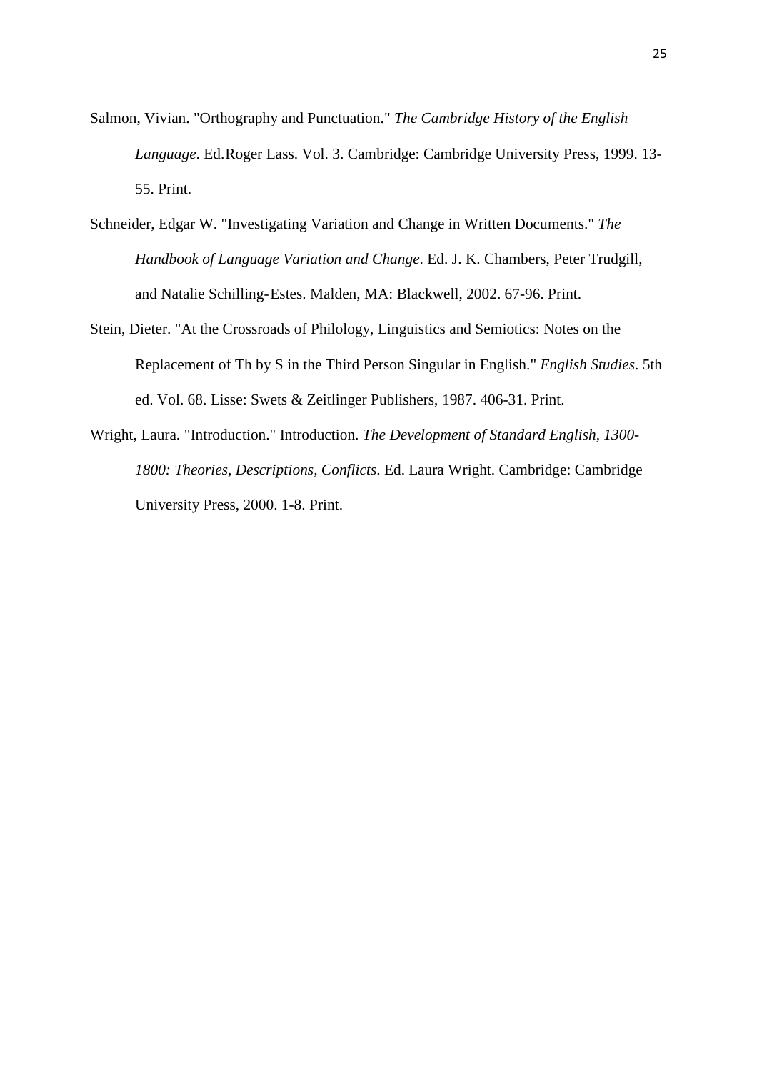Salmon, Vivian. "Orthography and Punctuation." *The Cambridge History of the English Language*. Ed.Roger Lass. Vol. 3. Cambridge: Cambridge University Press, 1999. 13-55. Print.

Schneider, Edgar W. "Investigating Variation and Change in Written Documents." *The Handbook of Language Variation and Change*. Ed. J. K. Chambers, Peter Trudgill, and Natalie Schilling-Estes. Malden, MA: Blackwell, 2002. 67-96. Print.

Stein, Dieter. "At the Crossroads of Philology, Linguistics and Semiotics: Notes on the Replacement of Th by S in the Third Person Singular in English." *English Studies*. 5th ed. Vol. 68. Lisse: Swets & Zeitlinger Publishers, 1987. 406-31. Print.

Wright, Laura. "Introduction." Introduction. *The Development of Standard English, 1300-1800: Theories, Descriptions, Conflicts*. Ed. Laura Wright. Cambridge: Cambridge University Press, 2000. 1-8. Print.